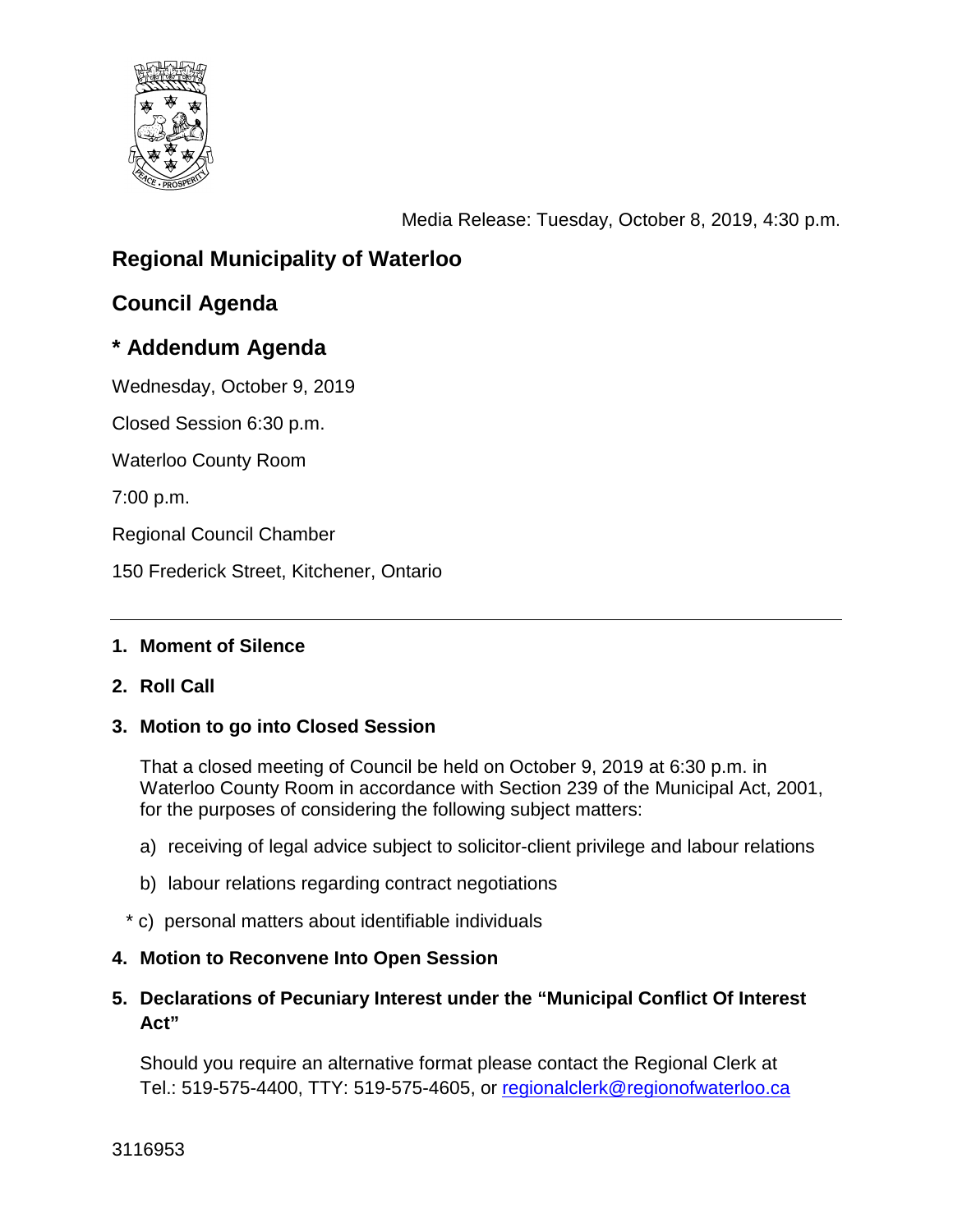Media Release: Tuesday, October 8, 2019, 4:30 p.m.

# Regional Municipality of Waterloo

## Council Agenda

## * Addendum Agenda

Wednesday, October 9, 2019

Closed Session 6:30 p.m.

Waterloo County Room

7:00 p.m.

Regional Council Chamber

150 Frederick Street, Kitchener, Ontario

---

**1. Moment of Silence**

**2. Roll Call**

**3. Motion to go into Closed Session**

That a closed meeting of Council be held on October 9, 2019 at 6:30 p.m. in Waterloo County Room in accordance with Section 239 of the Municipal Act, 2001, for the purposes of considering the following subject matters:

a) receiving of legal advice subject to solicitor-client privilege and labour relations

b) labour relations regarding contract negotiations

* c) personal matters about identifiable individuals

**4. Motion to Reconvene Into Open Session**

**5. Declarations of Pecuniary Interest under the "Municipal Conflict Of Interest Act"**

Should you require an alternative format please contact the Regional Clerk at Tel.: 519-575-4400, TTY: 519-575-4605, or regionalclerk@regionofwaterloo.ca

3116953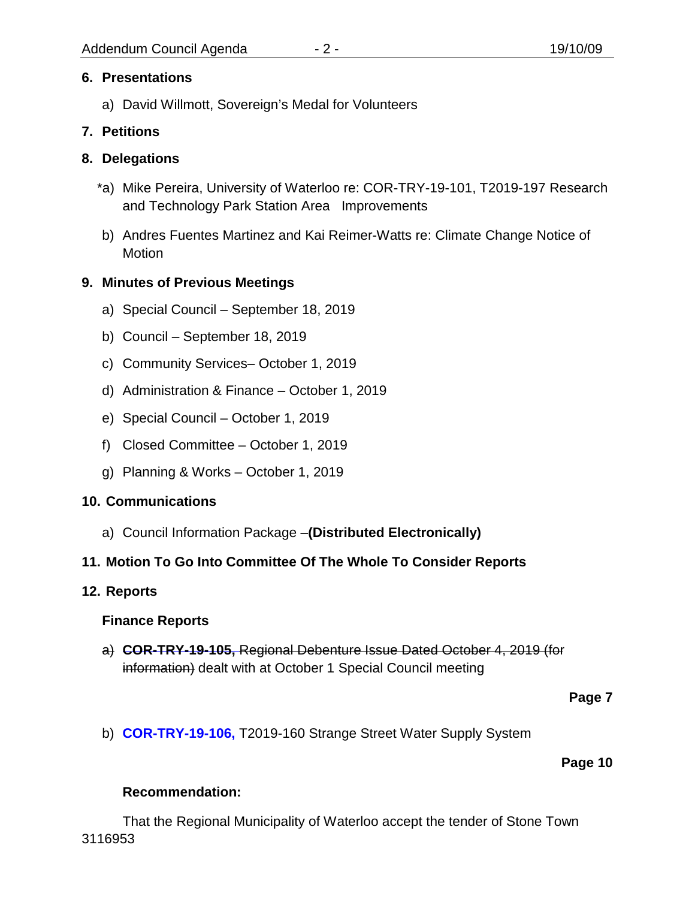**6. Presentations**

a) David Willmott, Sovereign's Medal for Volunteers

**7. Petitions**

**8. Delegations**

*a) Mike Pereira, University of Waterloo re: COR-TRY-19-101, T2019-197 Research and Technology Park Station Area Improvements

b) Andres Fuentes Martinez and Kai Reimer-Watts re: Climate Change Notice of Motion

**9. Minutes of Previous Meetings**

a) Special Council – September 18, 2019

b) Council – September 18, 2019

c) Community Services– October 1, 2019

d) Administration & Finance – October 1, 2019

e) Special Council – October 1, 2019

f) Closed Committee – October 1, 2019

g) Planning & Works – October 1, 2019

**10. Communications**

a) Council Information Package –**(Distributed Electronically)**

**11. Motion To Go Into Committee Of The Whole To Consider Reports**

**12. Reports**

**Finance Reports**

~~a) **COR-TRY-19-105,** Regional Debenture Issue Dated October 4, 2019 (for information)~~ dealt with at October 1 Special Council meeting

**Page 7**

b) **COR-TRY-19-106,** T2019-160 Strange Street Water Supply System

**Page 10**

**Recommendation:**

That the Regional Municipality of Waterloo accept the tender of Stone Town

3116953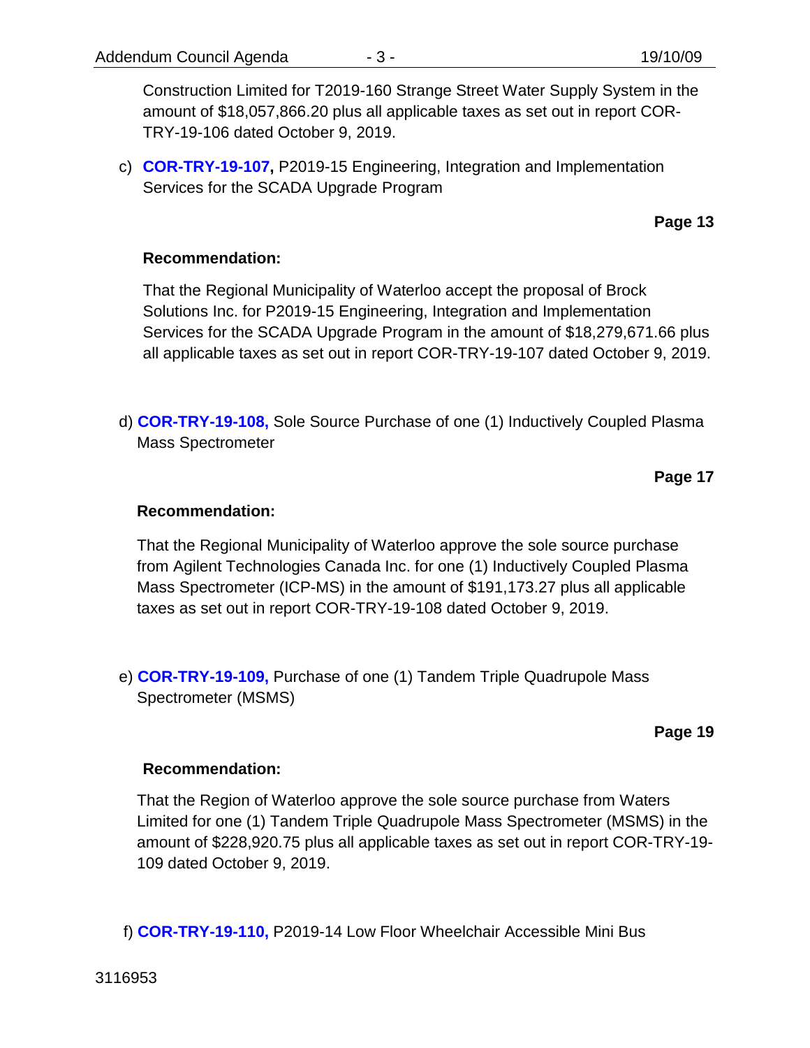Construction Limited for T2019-160 Strange Street Water Supply System in the amount of $18,057,866.20 plus all applicable taxes as set out in report COR-TRY-19-106 dated October 9, 2019.

c) **COR-TRY-19-107,** P2019-15 Engineering, Integration and Implementation Services for the SCADA Upgrade Program

**Page 13**

**Recommendation:**

That the Regional Municipality of Waterloo accept the proposal of Brock Solutions Inc. for P2019-15 Engineering, Integration and Implementation Services for the SCADA Upgrade Program in the amount of $18,279,671.66 plus all applicable taxes as set out in report COR-TRY-19-107 dated October 9, 2019.

d) **COR-TRY-19-108,** Sole Source Purchase of one (1) Inductively Coupled Plasma Mass Spectrometer

**Page 17**

**Recommendation:**

That the Regional Municipality of Waterloo approve the sole source purchase from Agilent Technologies Canada Inc. for one (1) Inductively Coupled Plasma Mass Spectrometer (ICP-MS) in the amount of $191,173.27 plus all applicable taxes as set out in report COR-TRY-19-108 dated October 9, 2019.

e) **COR-TRY-19-109,** Purchase of one (1) Tandem Triple Quadrupole Mass Spectrometer (MSMS)

**Page 19**

**Recommendation:**

That the Region of Waterloo approve the sole source purchase from Waters Limited for one (1) Tandem Triple Quadrupole Mass Spectrometer (MSMS) in the amount of $228,920.75 plus all applicable taxes as set out in report COR-TRY-19-109 dated October 9, 2019.

f) **COR-TRY-19-110,** P2019-14 Low Floor Wheelchair Accessible Mini Bus

3116953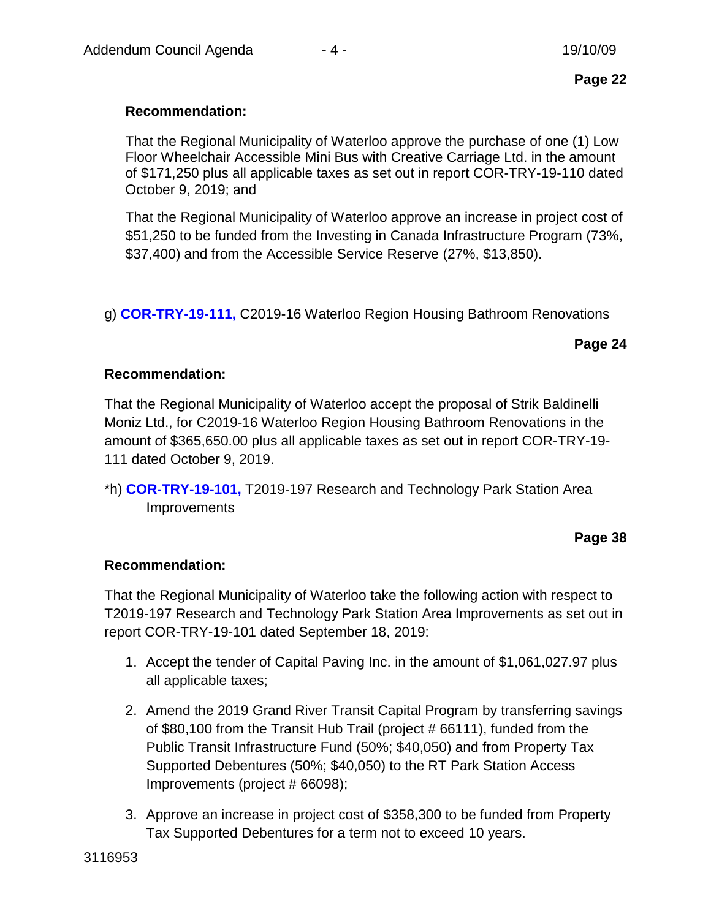**Page 22**

**Recommendation:**

That the Regional Municipality of Waterloo approve the purchase of one (1) Low Floor Wheelchair Accessible Mini Bus with Creative Carriage Ltd. in the amount of $171,250 plus all applicable taxes as set out in report COR-TRY-19-110 dated October 9, 2019; and

That the Regional Municipality of Waterloo approve an increase in project cost of $51,250 to be funded from the Investing in Canada Infrastructure Program (73%, $37,400) and from the Accessible Service Reserve (27%, $13,850).

g) **COR-TRY-19-111,** C2019-16 Waterloo Region Housing Bathroom Renovations

**Page 24**

**Recommendation:**

That the Regional Municipality of Waterloo accept the proposal of Strik Baldinelli Moniz Ltd., for C2019-16 Waterloo Region Housing Bathroom Renovations in the amount of $365,650.00 plus all applicable taxes as set out in report COR-TRY-19-111 dated October 9, 2019.

*h) **COR-TRY-19-101,** T2019-197 Research and Technology Park Station Area Improvements

**Page 38**

**Recommendation:**

That the Regional Municipality of Waterloo take the following action with respect to T2019-197 Research and Technology Park Station Area Improvements as set out in report COR-TRY-19-101 dated September 18, 2019:

1. Accept the tender of Capital Paving Inc. in the amount of $1,061,027.97 plus all applicable taxes;
2. Amend the 2019 Grand River Transit Capital Program by transferring savings of $80,100 from the Transit Hub Trail (project # 66111), funded from the Public Transit Infrastructure Fund (50%; $40,050) and from Property Tax Supported Debentures (50%; $40,050) to the RT Park Station Access Improvements (project # 66098);
3. Approve an increase in project cost of $358,300 to be funded from Property Tax Supported Debentures for a term not to exceed 10 years.

3116953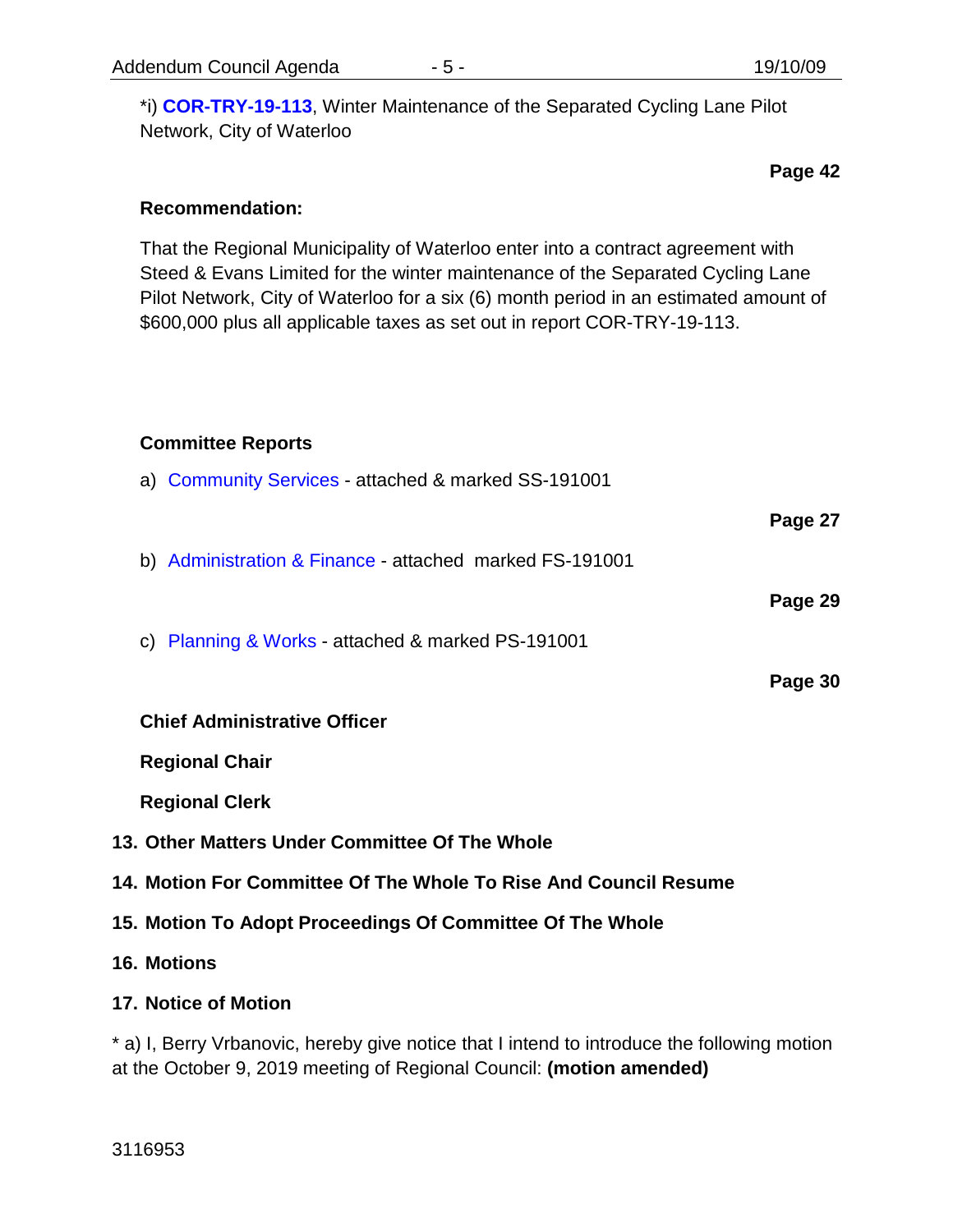*i) **COR-TRY-19-113**, Winter Maintenance of the Separated Cycling Lane Pilot Network, City of Waterloo

**Page 42**

**Recommendation:**

That the Regional Municipality of Waterloo enter into a contract agreement with Steed & Evans Limited for the winter maintenance of the Separated Cycling Lane Pilot Network, City of Waterloo for a six (6) month period in an estimated amount of $600,000 plus all applicable taxes as set out in report COR-TRY-19-113.

**Committee Reports**

a) Community Services - attached & marked SS-191001

**Page 27**

b) Administration & Finance - attached marked FS-191001

**Page 29**

c) Planning & Works - attached & marked PS-191001

**Page 30**

**Chief Administrative Officer**

**Regional Chair**

**Regional Clerk**

## 13. Other Matters Under Committee Of The Whole

## 14. Motion For Committee Of The Whole To Rise And Council Resume

## 15. Motion To Adopt Proceedings Of Committee Of The Whole

## 16. Motions

## 17. Notice of Motion

* a) I, Berry Vrbanovic, hereby give notice that I intend to introduce the following motion at the October 9, 2019 meeting of Regional Council: **(motion amended)**

3116953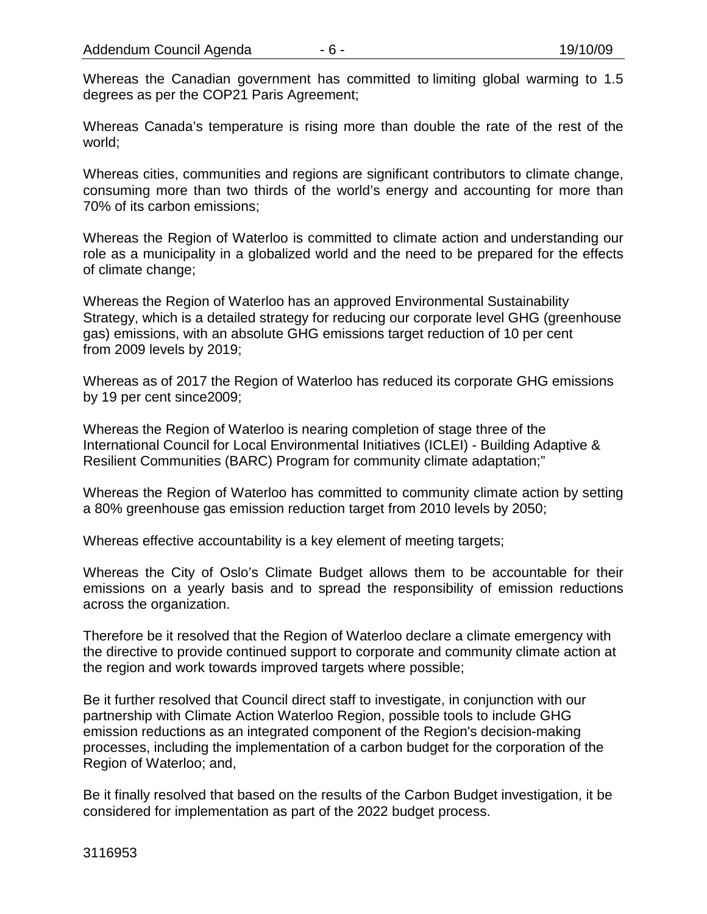Whereas the Canadian government has committed to limiting global warming to 1.5 degrees as per the COP21 Paris Agreement;

Whereas Canada's temperature is rising more than double the rate of the rest of the world;

Whereas cities, communities and regions are significant contributors to climate change, consuming more than two thirds of the world's energy and accounting for more than 70% of its carbon emissions;

Whereas the Region of Waterloo is committed to climate action and understanding our role as a municipality in a globalized world and the need to be prepared for the effects of climate change;

Whereas the Region of Waterloo has an approved Environmental Sustainability Strategy, which is a detailed strategy for reducing our corporate level GHG (greenhouse gas) emissions, with an absolute GHG emissions target reduction of 10 per cent from 2009 levels by 2019;

Whereas as of 2017 the Region of Waterloo has reduced its corporate GHG emissions by 19 per cent since2009;

Whereas the Region of Waterloo is nearing completion of stage three of the International Council for Local Environmental Initiatives (ICLEI) - Building Adaptive & Resilient Communities (BARC) Program for community climate adaptation;"

Whereas the Region of Waterloo has committed to community climate action by setting a 80% greenhouse gas emission reduction target from 2010 levels by 2050;

Whereas effective accountability is a key element of meeting targets;

Whereas the City of Oslo's Climate Budget allows them to be accountable for their emissions on a yearly basis and to spread the responsibility of emission reductions across the organization.

Therefore be it resolved that the Region of Waterloo declare a climate emergency with the directive to provide continued support to corporate and community climate action at the region and work towards improved targets where possible;

Be it further resolved that Council direct staff to investigate, in conjunction with our partnership with Climate Action Waterloo Region, possible tools to include GHG emission reductions as an integrated component of the Region's decision-making processes, including the implementation of a carbon budget for the corporation of the Region of Waterloo; and,

Be it finally resolved that based on the results of the Carbon Budget investigation, it be considered for implementation as part of the 2022 budget process.

3116953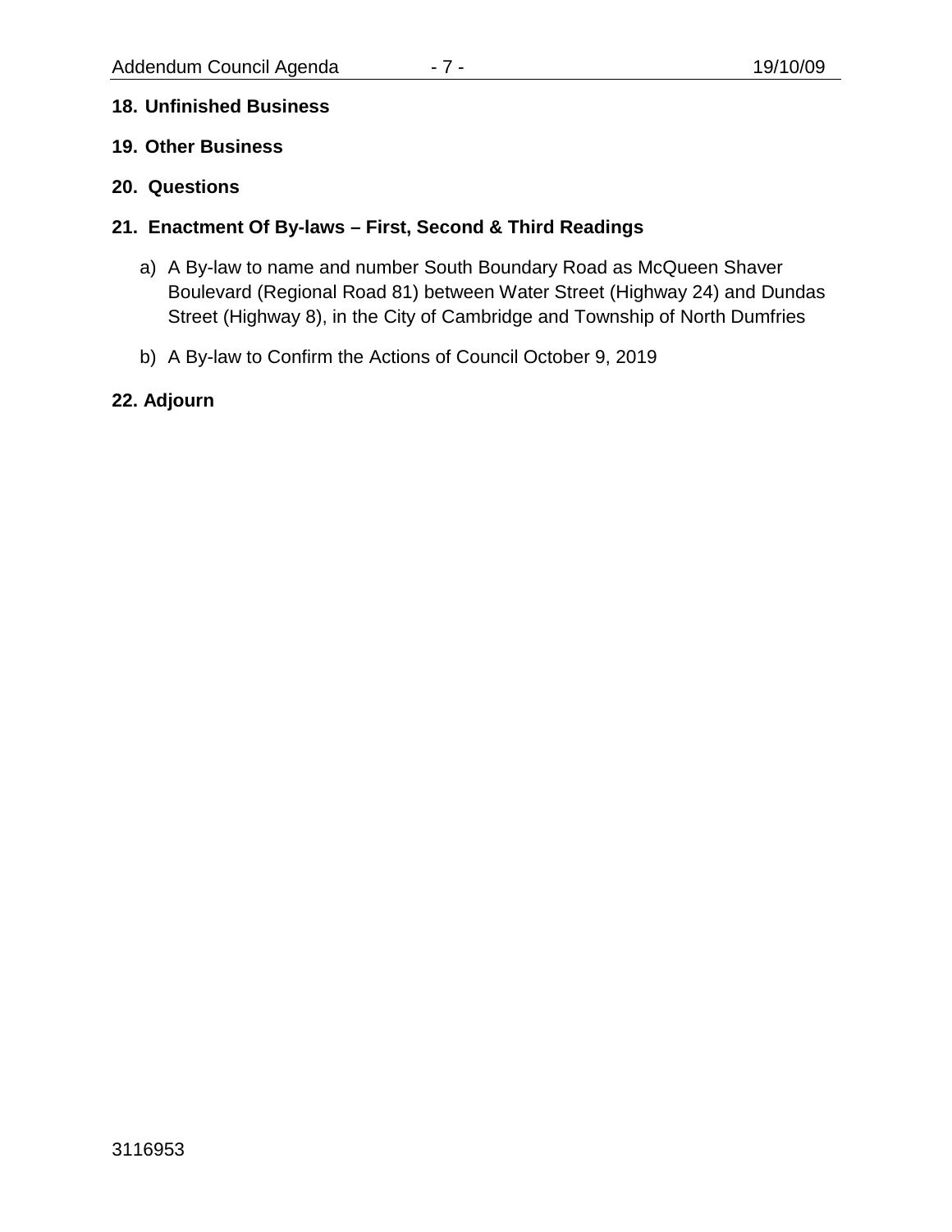**18. Unfinished Business**

**19. Other Business**

**20. Questions**

**21. Enactment Of By-laws – First, Second & Third Readings**

a) A By-law to name and number South Boundary Road as McQueen Shaver Boulevard (Regional Road 81) between Water Street (Highway 24) and Dundas Street (Highway 8), in the City of Cambridge and Township of North Dumfries

b) A By-law to Confirm the Actions of Council October 9, 2019

**22. Adjourn**

3116953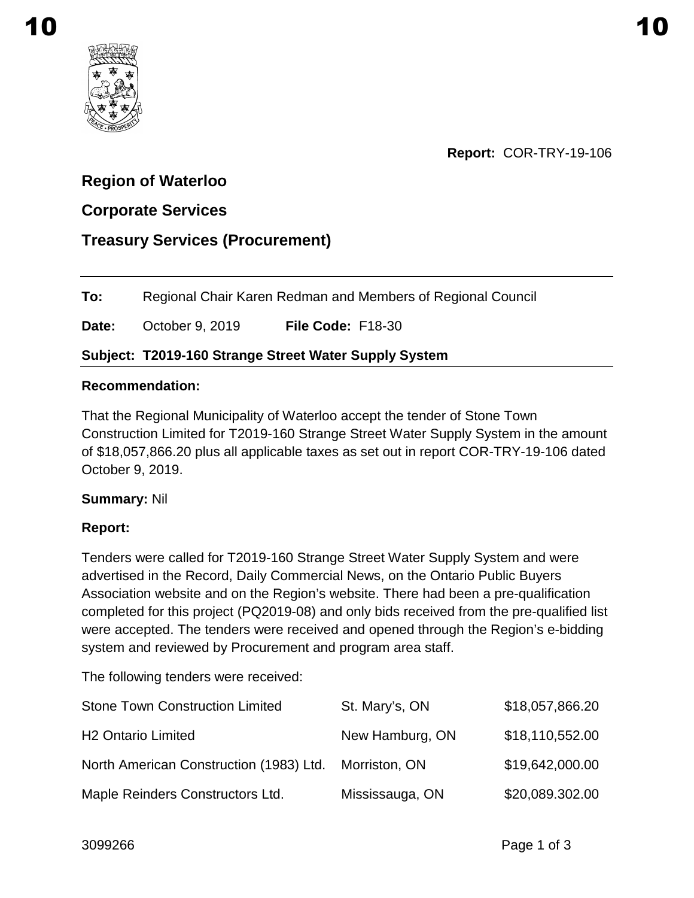**Report:** COR-TRY-19-106

## Region of Waterloo

## Corporate Services

## Treasury Services (Procurement)

**To:** Regional Chair Karen Redman and Members of Regional Council

**Date:** October 9, 2019 **File Code:** F18-30

**Subject: T2019-160 Strange Street Water Supply System**

**Recommendation:**

That the Regional Municipality of Waterloo accept the tender of Stone Town Construction Limited for T2019-160 Strange Street Water Supply System in the amount of $18,057,866.20 plus all applicable taxes as set out in report COR-TRY-19-106 dated October 9, 2019.

**Summary:** Nil

**Report:**

Tenders were called for T2019-160 Strange Street Water Supply System and were advertised in the Record, Daily Commercial News, on the Ontario Public Buyers Association website and on the Region's website. There had been a pre-qualification completed for this project (PQ2019-08) and only bids received from the pre-qualified list were accepted. The tenders were received and opened through the Region's e-bidding system and reviewed by Procurement and program area staff.

The following tenders were received:

| | | |
|---|---|---|
| Stone Town Construction Limited | St. Mary's, ON | $18,057,866.20 |
| H2 Ontario Limited | New Hamburg, ON | $18,110,552.00 |
| North American Construction (1983) Ltd. | Morriston, ON | $19,642,000.00 |
| Maple Reinders Constructors Ltd. | Mississauga, ON | $20,089.302.00 |

3099266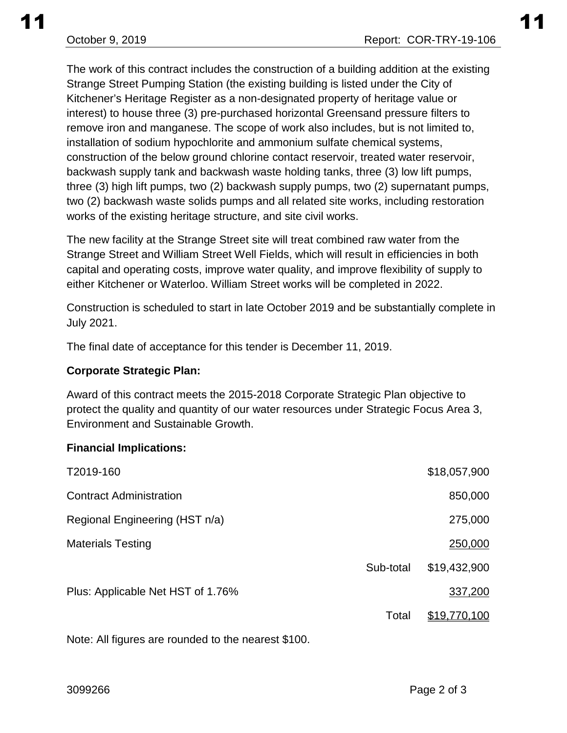The work of this contract includes the construction of a building addition at the existing Strange Street Pumping Station (the existing building is listed under the City of Kitchener's Heritage Register as a non-designated property of heritage value or interest) to house three (3) pre-purchased horizontal Greensand pressure filters to remove iron and manganese. The scope of work also includes, but is not limited to, installation of sodium hypochlorite and ammonium sulfate chemical systems, construction of the below ground chlorine contact reservoir, treated water reservoir, backwash supply tank and backwash waste holding tanks, three (3) low lift pumps, three (3) high lift pumps, two (2) backwash supply pumps, two (2) supernatant pumps, two (2) backwash waste solids pumps and all related site works, including restoration works of the existing heritage structure, and site civil works.

The new facility at the Strange Street site will treat combined raw water from the Strange Street and William Street Well Fields, which will result in efficiencies in both capital and operating costs, improve water quality, and improve flexibility of supply to either Kitchener or Waterloo. William Street works will be completed in 2022.

Construction is scheduled to start in late October 2019 and be substantially complete in July 2021.

The final date of acceptance for this tender is December 11, 2019.

**Corporate Strategic Plan:**

Award of this contract meets the 2015-2018 Corporate Strategic Plan objective to protect the quality and quantity of our water resources under Strategic Focus Area 3, Environment and Sustainable Growth.

**Financial Implications:**

| | | |
|---|---|---|
| T2019-160 | | $18,057,900 |
| Contract Administration | | 850,000 |
| Regional Engineering (HST n/a) | | 275,000 |
| Materials Testing | | 250,000 |
| | Sub-total | $19,432,900 |
| Plus: Applicable Net HST of 1.76% | | 337,200 |
| | Total | $19,770,100 |

Note: All figures are rounded to the nearest $100.

3099266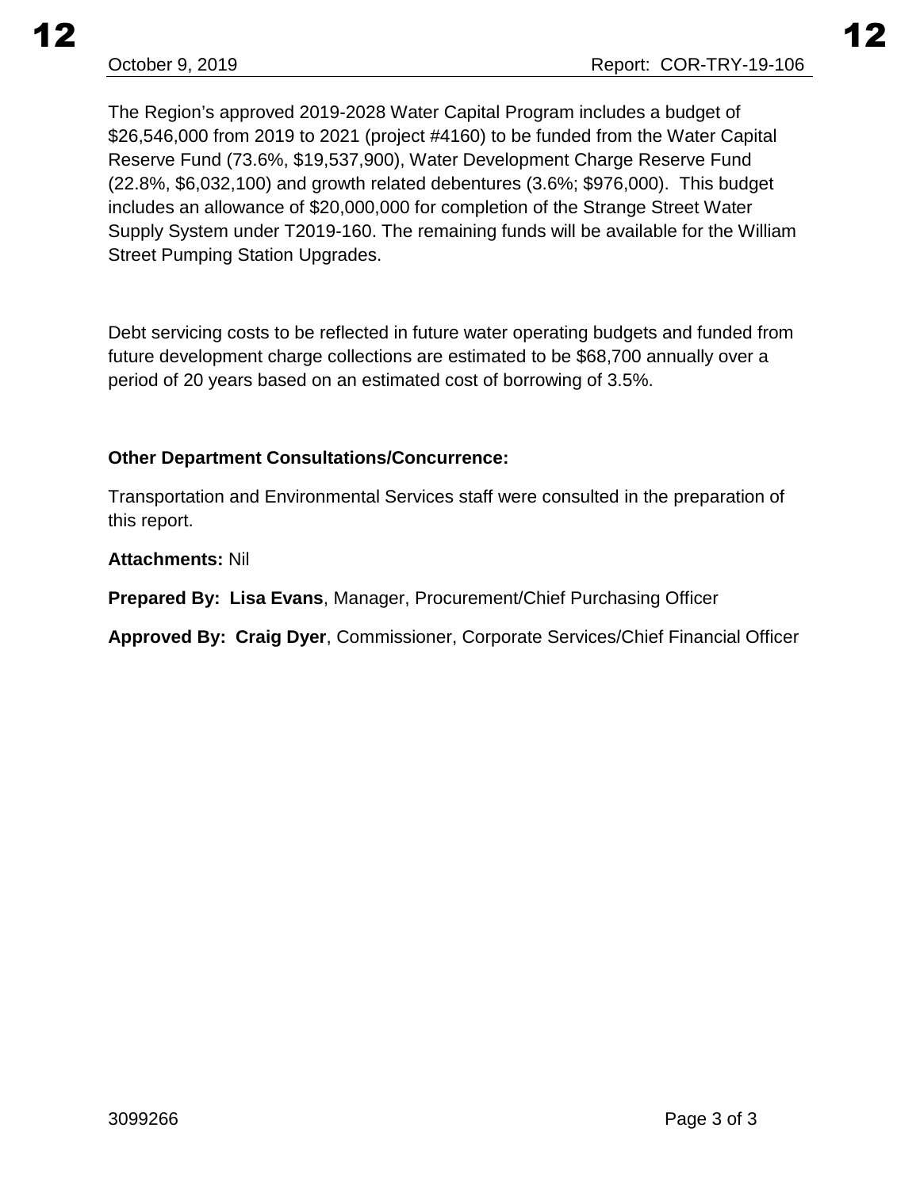The Region's approved 2019-2028 Water Capital Program includes a budget of $26,546,000 from 2019 to 2021 (project #4160) to be funded from the Water Capital Reserve Fund (73.6%, $19,537,900), Water Development Charge Reserve Fund (22.8%, $6,032,100) and growth related debentures (3.6%; $976,000). This budget includes an allowance of $20,000,000 for completion of the Strange Street Water Supply System under T2019-160. The remaining funds will be available for the William Street Pumping Station Upgrades.

Debt servicing costs to be reflected in future water operating budgets and funded from future development charge collections are estimated to be $68,700 annually over a period of 20 years based on an estimated cost of borrowing of 3.5%.

**Other Department Consultations/Concurrence:**

Transportation and Environmental Services staff were consulted in the preparation of this report.

**Attachments:** Nil

**Prepared By: Lisa Evans**, Manager, Procurement/Chief Purchasing Officer

**Approved By: Craig Dyer**, Commissioner, Corporate Services/Chief Financial Officer

3099266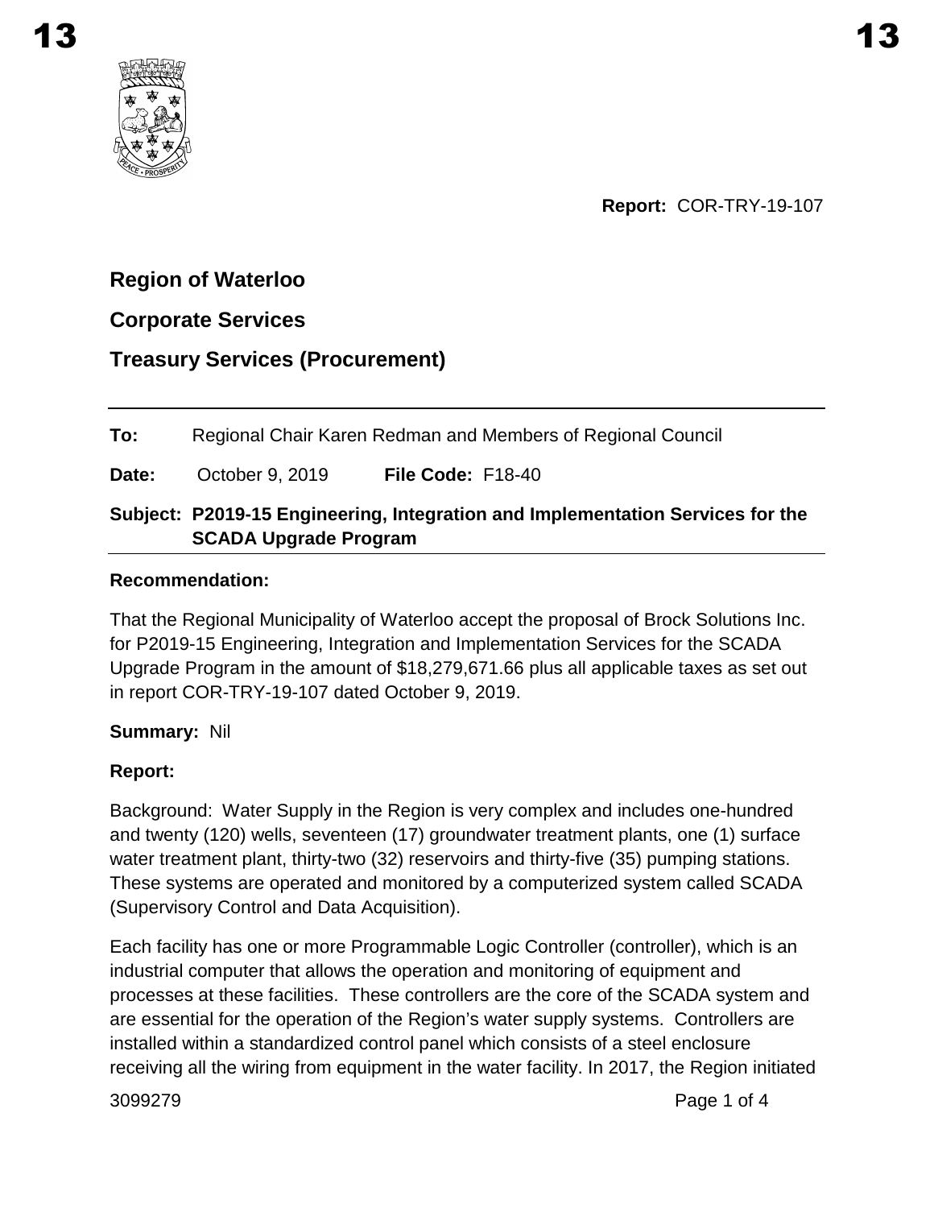**Report:** COR-TRY-19-107

## Region of Waterloo

## Corporate Services

## Treasury Services (Procurement)

**To:** Regional Chair Karen Redman and Members of Regional Council

**Date:** October 9, 2019 **File Code:** F18-40

**Subject: P2019-15 Engineering, Integration and Implementation Services for the SCADA Upgrade Program**

**Recommendation:**

That the Regional Municipality of Waterloo accept the proposal of Brock Solutions Inc. for P2019-15 Engineering, Integration and Implementation Services for the SCADA Upgrade Program in the amount of $18,279,671.66 plus all applicable taxes as set out in report COR-TRY-19-107 dated October 9, 2019.

**Summary:** Nil

**Report:**

Background: Water Supply in the Region is very complex and includes one-hundred and twenty (120) wells, seventeen (17) groundwater treatment plants, one (1) surface water treatment plant, thirty-two (32) reservoirs and thirty-five (35) pumping stations. These systems are operated and monitored by a computerized system called SCADA (Supervisory Control and Data Acquisition).

Each facility has one or more Programmable Logic Controller (controller), which is an industrial computer that allows the operation and monitoring of equipment and processes at these facilities. These controllers are the core of the SCADA system and are essential for the operation of the Region's water supply systems. Controllers are installed within a standardized control panel which consists of a steel enclosure receiving all the wiring from equipment in the water facility. In 2017, the Region initiated

3099279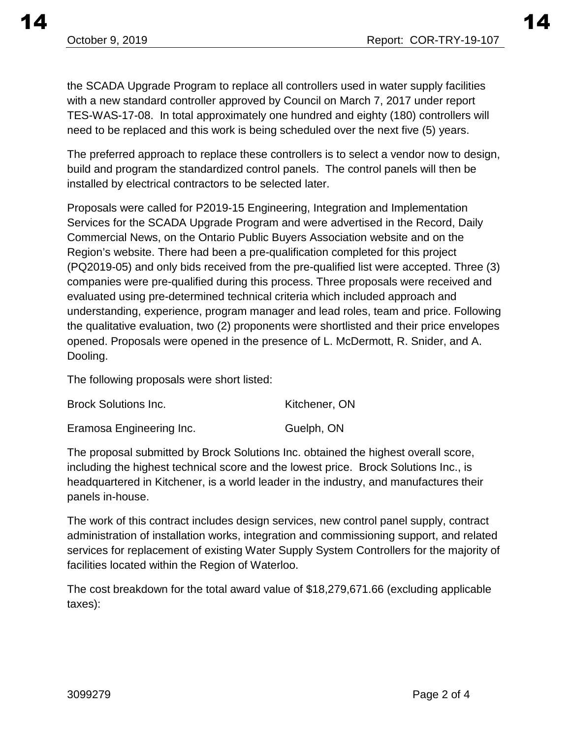the SCADA Upgrade Program to replace all controllers used in water supply facilities with a new standard controller approved by Council on March 7, 2017 under report TES-WAS-17-08. In total approximately one hundred and eighty (180) controllers will need to be replaced and this work is being scheduled over the next five (5) years.

The preferred approach to replace these controllers is to select a vendor now to design, build and program the standardized control panels. The control panels will then be installed by electrical contractors to be selected later.

Proposals were called for P2019-15 Engineering, Integration and Implementation Services for the SCADA Upgrade Program and were advertised in the Record, Daily Commercial News, on the Ontario Public Buyers Association website and on the Region's website. There had been a pre-qualification completed for this project (PQ2019-05) and only bids received from the pre-qualified list were accepted. Three (3) companies were pre-qualified during this process. Three proposals were received and evaluated using pre-determined technical criteria which included approach and understanding, experience, program manager and lead roles, team and price. Following the qualitative evaluation, two (2) proponents were shortlisted and their price envelopes opened. Proposals were opened in the presence of L. McDermott, R. Snider, and A. Dooling.

The following proposals were short listed:

| | |
|---|---|
| Brock Solutions Inc. | Kitchener, ON |
| Eramosa Engineering Inc. | Guelph, ON |

The proposal submitted by Brock Solutions Inc. obtained the highest overall score, including the highest technical score and the lowest price. Brock Solutions Inc., is headquartered in Kitchener, is a world leader in the industry, and manufactures their panels in-house.

The work of this contract includes design services, new control panel supply, contract administration of installation works, integration and commissioning support, and related services for replacement of existing Water Supply System Controllers for the majority of facilities located within the Region of Waterloo.

The cost breakdown for the total award value of $18,279,671.66 (excluding applicable taxes):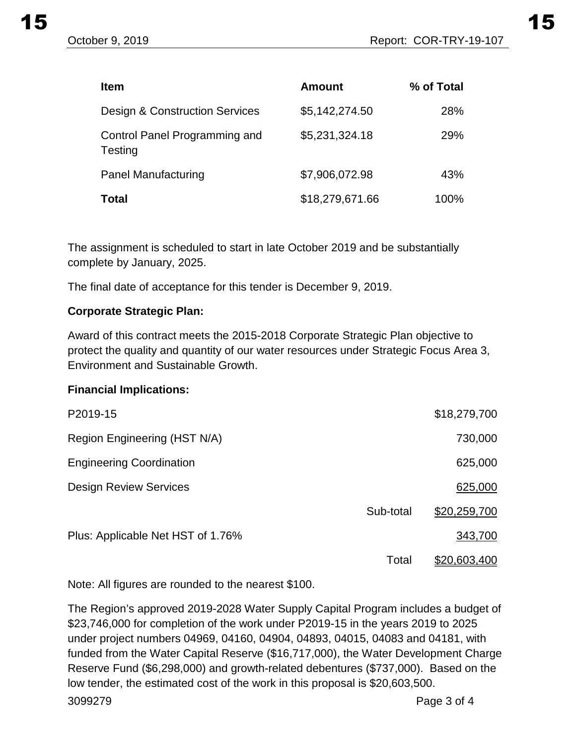| Item | Amount | % of Total |
|---|---|---|
| Design & Construction Services | $5,142,274.50 | 28% |
| Control Panel Programming and Testing | $5,231,324.18 | 29% |
| Panel Manufacturing | $7,906,072.98 | 43% |
| **Total** | $18,279,671.66 | 100% |

The assignment is scheduled to start in late October 2019 and be substantially complete by January, 2025.

The final date of acceptance for this tender is December 9, 2019.

**Corporate Strategic Plan:**

Award of this contract meets the 2015-2018 Corporate Strategic Plan objective to protect the quality and quantity of our water resources under Strategic Focus Area 3, Environment and Sustainable Growth.

**Financial Implications:**

| | | |
|---|---|---|
| P2019-15 | | $18,279,700 |
| Region Engineering (HST N/A) | | 730,000 |
| Engineering Coordination | | 625,000 |
| Design Review Services | | 625,000 |
| | Sub-total | $20,259,700 |
| Plus: Applicable Net HST of 1.76% | | 343,700 |
| | Total | $20,603,400 |

Note: All figures are rounded to the nearest $100.

The Region's approved 2019-2028 Water Supply Capital Program includes a budget of $23,746,000 for completion of the work under P2019-15 in the years 2019 to 2025 under project numbers 04969, 04160, 04904, 04893, 04015, 04083 and 04181, with funded from the Water Capital Reserve ($16,717,000), the Water Development Charge Reserve Fund ($6,298,000) and growth-related debentures ($737,000). Based on the low tender, the estimated cost of the work in this proposal is $20,603,500.

3099279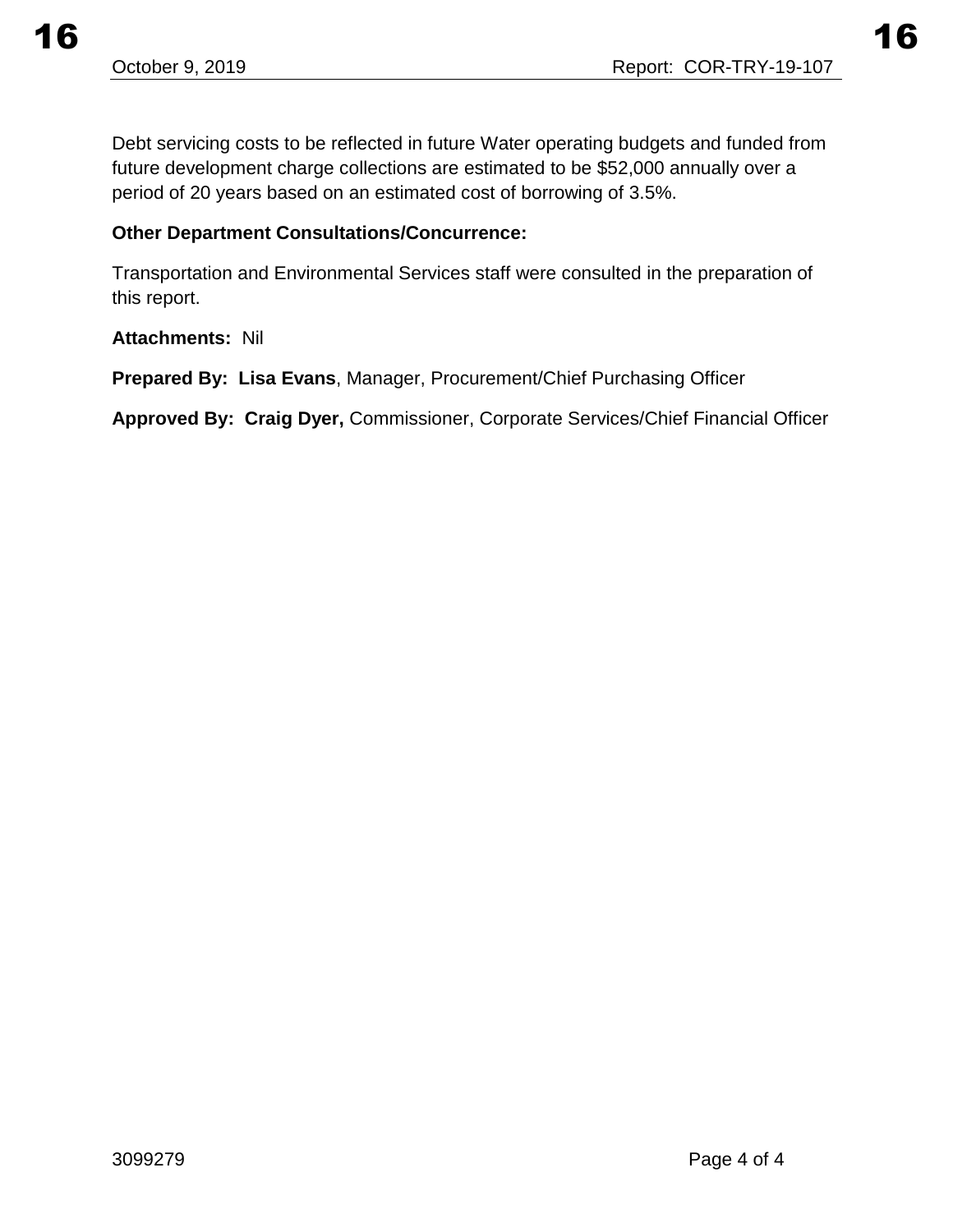Debt servicing costs to be reflected in future Water operating budgets and funded from future development charge collections are estimated to be $52,000 annually over a period of 20 years based on an estimated cost of borrowing of 3.5%.

**Other Department Consultations/Concurrence:**

Transportation and Environmental Services staff were consulted in the preparation of this report.

**Attachments:** Nil

**Prepared By: Lisa Evans**, Manager, Procurement/Chief Purchasing Officer

**Approved By: Craig Dyer,** Commissioner, Corporate Services/Chief Financial Officer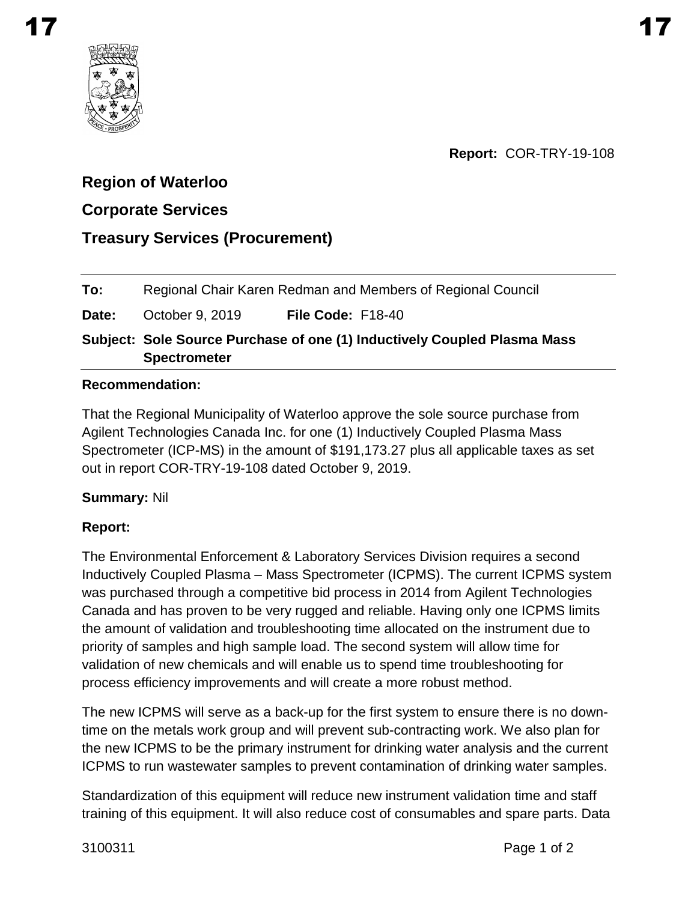**Report:** COR-TRY-19-108

## Region of Waterloo

## Corporate Services

## Treasury Services (Procurement)

**To:** Regional Chair Karen Redman and Members of Regional Council

**Date:** October 9, 2019 **File Code:** F18-40

**Subject: Sole Source Purchase of one (1) Inductively Coupled Plasma Mass Spectrometer**

**Recommendation:**

That the Regional Municipality of Waterloo approve the sole source purchase from Agilent Technologies Canada Inc. for one (1) Inductively Coupled Plasma Mass Spectrometer (ICP-MS) in the amount of $191,173.27 plus all applicable taxes as set out in report COR-TRY-19-108 dated October 9, 2019.

**Summary:** Nil

**Report:**

The Environmental Enforcement & Laboratory Services Division requires a second Inductively Coupled Plasma – Mass Spectrometer (ICPMS). The current ICPMS system was purchased through a competitive bid process in 2014 from Agilent Technologies Canada and has proven to be very rugged and reliable. Having only one ICPMS limits the amount of validation and troubleshooting time allocated on the instrument due to priority of samples and high sample load. The second system will allow time for validation of new chemicals and will enable us to spend time troubleshooting for process efficiency improvements and will create a more robust method.

The new ICPMS will serve as a back-up for the first system to ensure there is no down-time on the metals work group and will prevent sub-contracting work. We also plan for the new ICPMS to be the primary instrument for drinking water analysis and the current ICPMS to run wastewater samples to prevent contamination of drinking water samples.

Standardization of this equipment will reduce new instrument validation time and staff training of this equipment. It will also reduce cost of consumables and spare parts. Data

3100311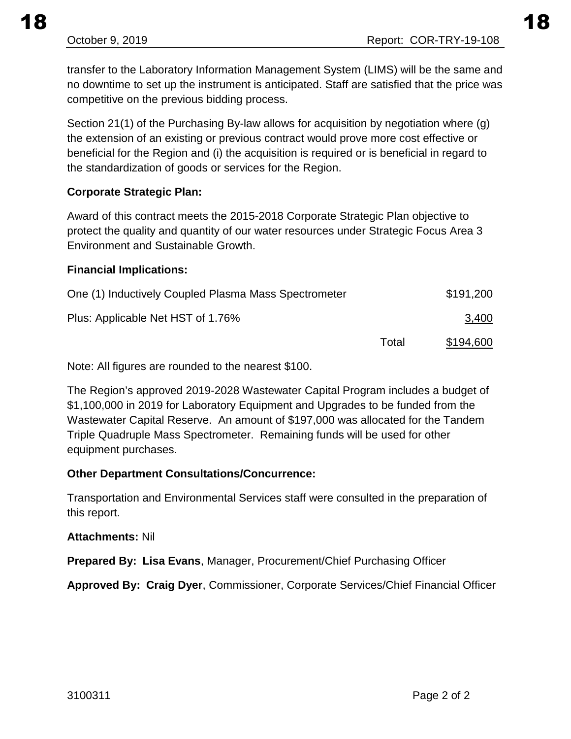transfer to the Laboratory Information Management System (LIMS) will be the same and no downtime to set up the instrument is anticipated. Staff are satisfied that the price was competitive on the previous bidding process.

Section 21(1) of the Purchasing By-law allows for acquisition by negotiation where (g) the extension of an existing or previous contract would prove more cost effective or beneficial for the Region and (i) the acquisition is required or is beneficial in regard to the standardization of goods or services for the Region.

**Corporate Strategic Plan:**

Award of this contract meets the 2015-2018 Corporate Strategic Plan objective to protect the quality and quantity of our water resources under Strategic Focus Area 3 Environment and Sustainable Growth.

**Financial Implications:**

| | | |
|---|---|---|
| One (1) Inductively Coupled Plasma Mass Spectrometer | | $191,200 |
| Plus: Applicable Net HST of 1.76% | | 3,400 |
| | Total | $194,600 |

Note: All figures are rounded to the nearest $100.

The Region's approved 2019-2028 Wastewater Capital Program includes a budget of $1,100,000 in 2019 for Laboratory Equipment and Upgrades to be funded from the Wastewater Capital Reserve. An amount of $197,000 was allocated for the Tandem Triple Quadruple Mass Spectrometer. Remaining funds will be used for other equipment purchases.

**Other Department Consultations/Concurrence:**

Transportation and Environmental Services staff were consulted in the preparation of this report.

**Attachments:** Nil

**Prepared By: Lisa Evans**, Manager, Procurement/Chief Purchasing Officer

**Approved By: Craig Dyer**, Commissioner, Corporate Services/Chief Financial Officer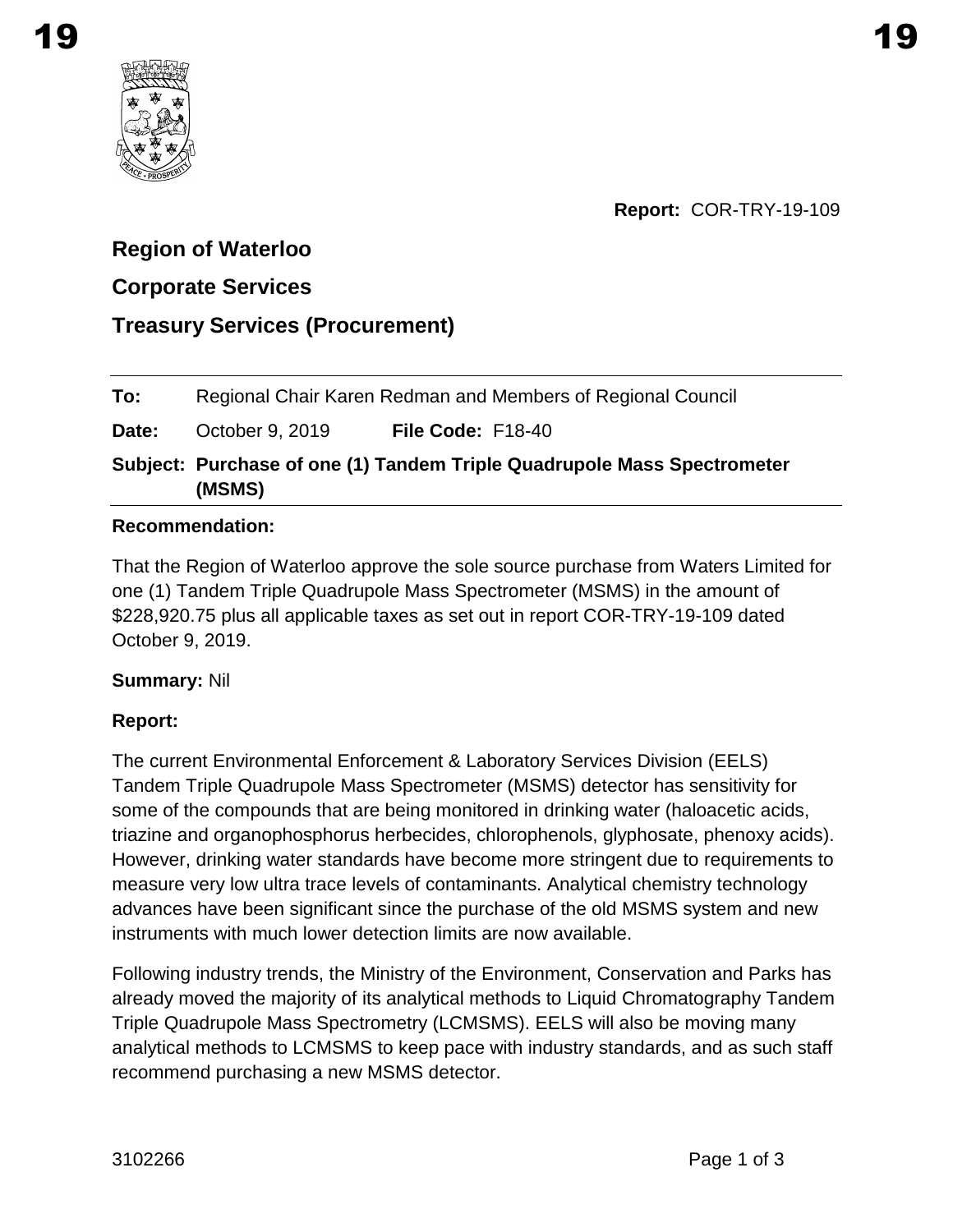Report: COR-TRY-19-109

## Region of Waterloo

## Corporate Services

## Treasury Services (Procurement)

**To:** Regional Chair Karen Redman and Members of Regional Council

**Date:** October 9, 2019 **File Code:** F18-40

**Subject: Purchase of one (1) Tandem Triple Quadrupole Mass Spectrometer (MSMS)**

### Recommendation:

That the Region of Waterloo approve the sole source purchase from Waters Limited for one (1) Tandem Triple Quadrupole Mass Spectrometer (MSMS) in the amount of $228,920.75 plus all applicable taxes as set out in report COR-TRY-19-109 dated October 9, 2019.

**Summary:** Nil

### Report:

The current Environmental Enforcement & Laboratory Services Division (EELS) Tandem Triple Quadrupole Mass Spectrometer (MSMS) detector has sensitivity for some of the compounds that are being monitored in drinking water (haloacetic acids, triazine and organophosphorus herbecides, chlorophenols, glyphosate, phenoxy acids). However, drinking water standards have become more stringent due to requirements to measure very low ultra trace levels of contaminants. Analytical chemistry technology advances have been significant since the purchase of the old MSMS system and new instruments with much lower detection limits are now available.

Following industry trends, the Ministry of the Environment, Conservation and Parks has already moved the majority of its analytical methods to Liquid Chromatography Tandem Triple Quadrupole Mass Spectrometry (LCMSMS). EELS will also be moving many analytical methods to LCMSMS to keep pace with industry standards, and as such staff recommend purchasing a new MSMS detector.

3102266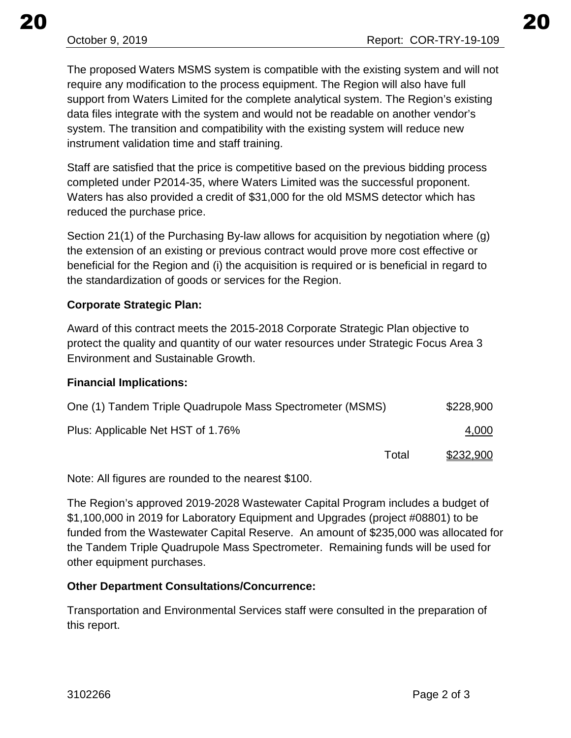The proposed Waters MSMS system is compatible with the existing system and will not require any modification to the process equipment. The Region will also have full support from Waters Limited for the complete analytical system. The Region's existing data files integrate with the system and would not be readable on another vendor's system. The transition and compatibility with the existing system will reduce new instrument validation time and staff training.

Staff are satisfied that the price is competitive based on the previous bidding process completed under P2014-35, where Waters Limited was the successful proponent. Waters has also provided a credit of $31,000 for the old MSMS detector which has reduced the purchase price.

Section 21(1) of the Purchasing By-law allows for acquisition by negotiation where (g) the extension of an existing or previous contract would prove more cost effective or beneficial for the Region and (i) the acquisition is required or is beneficial in regard to the standardization of goods or services for the Region.

**Corporate Strategic Plan:**

Award of this contract meets the 2015-2018 Corporate Strategic Plan objective to protect the quality and quantity of our water resources under Strategic Focus Area 3 Environment and Sustainable Growth.

**Financial Implications:**

| | |
|---|---|
| One (1) Tandem Triple Quadrupole Mass Spectrometer (MSMS) | $228,900 |
| Plus: Applicable Net HST of 1.76% | 4,000 |
| Total | $232,900 |

Note: All figures are rounded to the nearest $100.

The Region's approved 2019-2028 Wastewater Capital Program includes a budget of $1,100,000 in 2019 for Laboratory Equipment and Upgrades (project #08801) to be funded from the Wastewater Capital Reserve. An amount of $235,000 was allocated for the Tandem Triple Quadrupole Mass Spectrometer. Remaining funds will be used for other equipment purchases.

**Other Department Consultations/Concurrence:**

Transportation and Environmental Services staff were consulted in the preparation of this report.

3102266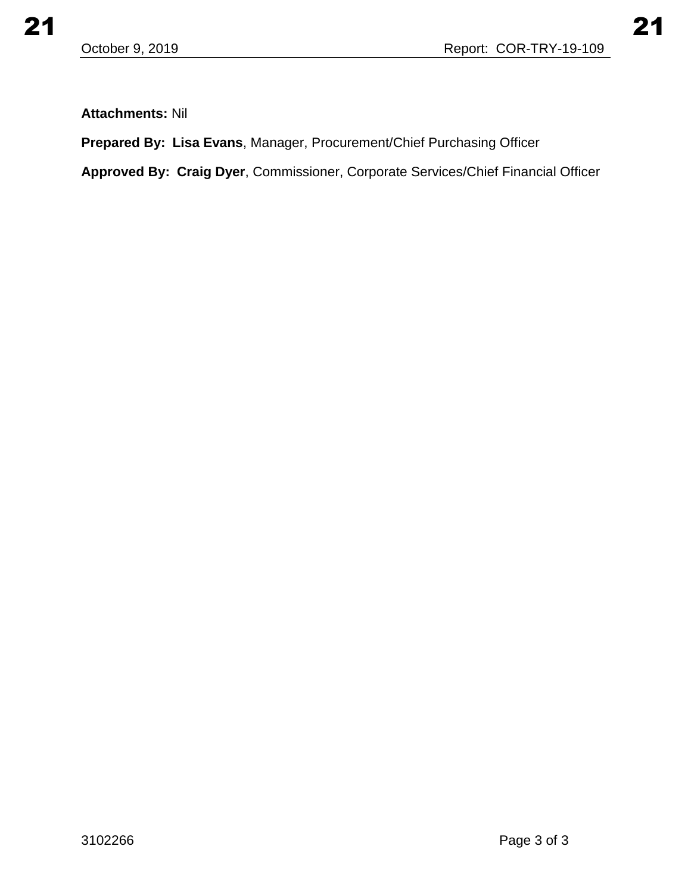**Attachments:** Nil

**Prepared By: Lisa Evans**, Manager, Procurement/Chief Purchasing Officer

**Approved By: Craig Dyer**, Commissioner, Corporate Services/Chief Financial Officer

3102266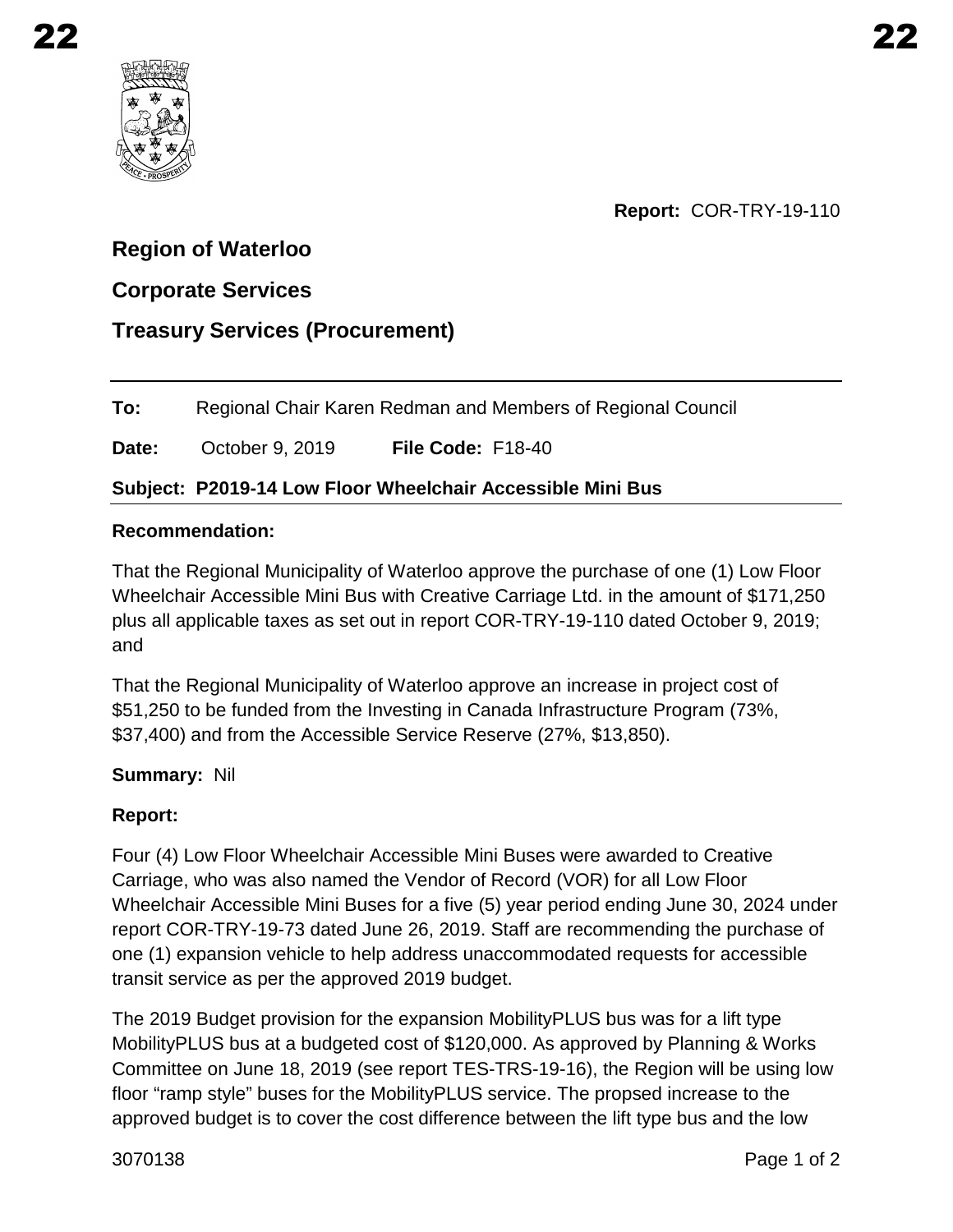**Report:** COR-TRY-19-110

## Region of Waterloo

## Corporate Services

## Treasury Services (Procurement)

---

**To:** Regional Chair Karen Redman and Members of Regional Council

**Date:** October 9, 2019 **File Code:** F18-40

**Subject: P2019-14 Low Floor Wheelchair Accessible Mini Bus**

---

**Recommendation:**

That the Regional Municipality of Waterloo approve the purchase of one (1) Low Floor Wheelchair Accessible Mini Bus with Creative Carriage Ltd. in the amount of $171,250 plus all applicable taxes as set out in report COR-TRY-19-110 dated October 9, 2019; and

That the Regional Municipality of Waterloo approve an increase in project cost of $51,250 to be funded from the Investing in Canada Infrastructure Program (73%, $37,400) and from the Accessible Service Reserve (27%, $13,850).

**Summary:** Nil

**Report:**

Four (4) Low Floor Wheelchair Accessible Mini Buses were awarded to Creative Carriage, who was also named the Vendor of Record (VOR) for all Low Floor Wheelchair Accessible Mini Buses for a five (5) year period ending June 30, 2024 under report COR-TRY-19-73 dated June 26, 2019. Staff are recommending the purchase of one (1) expansion vehicle to help address unaccommodated requests for accessible transit service as per the approved 2019 budget.

The 2019 Budget provision for the expansion MobilityPLUS bus was for a lift type MobilityPLUS bus at a budgeted cost of $120,000. As approved by Planning & Works Committee on June 18, 2019 (see report TES-TRS-19-16), the Region will be using low floor "ramp style" buses for the MobilityPLUS service. The propsed increase to the approved budget is to cover the cost difference between the lift type bus and the low

3070138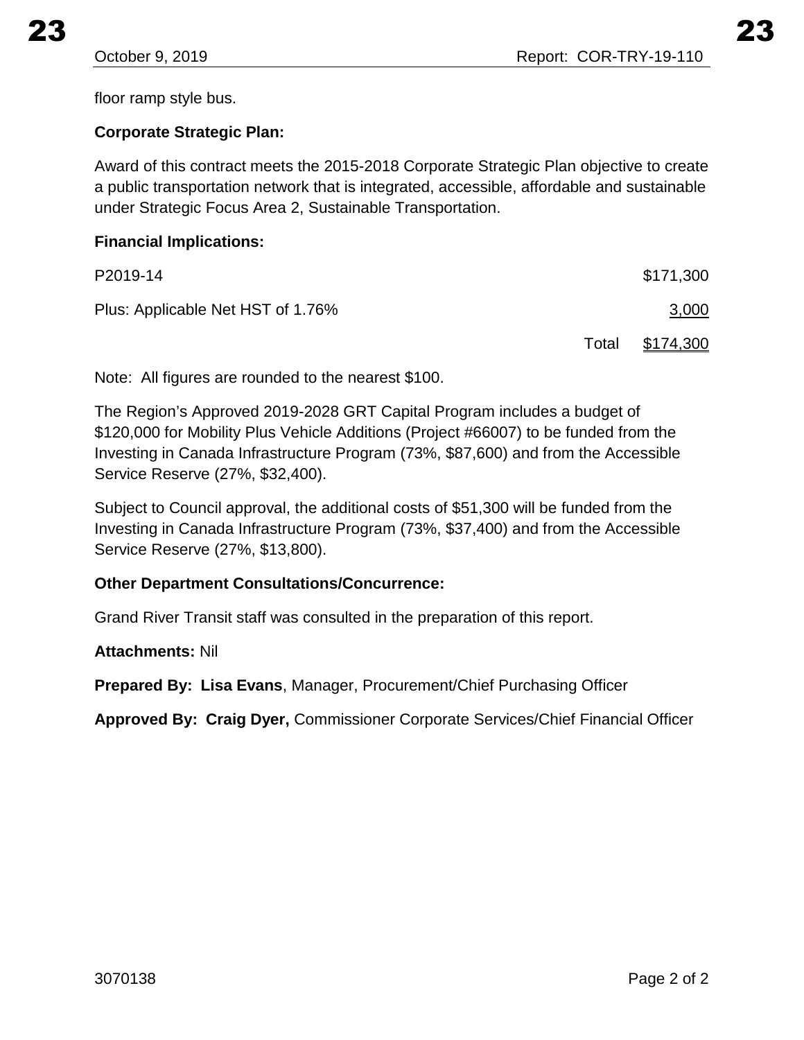floor ramp style bus.

**Corporate Strategic Plan:**

Award of this contract meets the 2015-2018 Corporate Strategic Plan objective to create a public transportation network that is integrated, accessible, affordable and sustainable under Strategic Focus Area 2, Sustainable Transportation.

**Financial Implications:**

| | | |
|---|---|---|
| P2019-14 | | $171,300 |
| Plus: Applicable Net HST of 1.76% | | 3,000 |
| | Total | $174,300 |

Note: All figures are rounded to the nearest $100.

The Region's Approved 2019-2028 GRT Capital Program includes a budget of $120,000 for Mobility Plus Vehicle Additions (Project #66007) to be funded from the Investing in Canada Infrastructure Program (73%, $87,600) and from the Accessible Service Reserve (27%, $32,400).

Subject to Council approval, the additional costs of $51,300 will be funded from the Investing in Canada Infrastructure Program (73%, $37,400) and from the Accessible Service Reserve (27%, $13,800).

**Other Department Consultations/Concurrence:**

Grand River Transit staff was consulted in the preparation of this report.

**Attachments:** Nil

**Prepared By: Lisa Evans**, Manager, Procurement/Chief Purchasing Officer

**Approved By: Craig Dyer,** Commissioner Corporate Services/Chief Financial Officer

3070138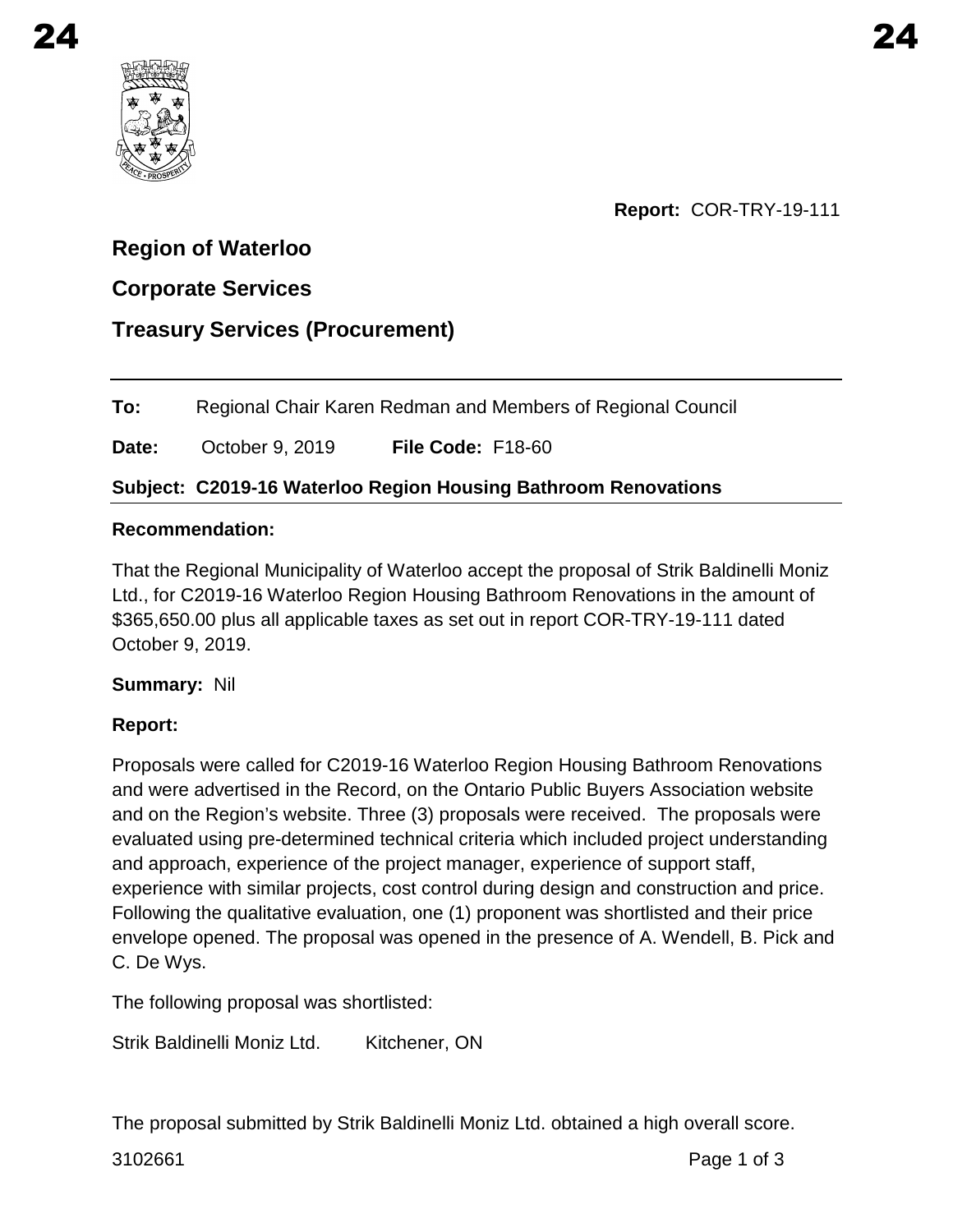Report: COR-TRY-19-111

## Region of Waterloo

## Corporate Services

## Treasury Services (Procurement)

---

**To:** Regional Chair Karen Redman and Members of Regional Council

**Date:** October 9, 2019 **File Code:** F18-60

**Subject: C2019-16 Waterloo Region Housing Bathroom Renovations**

---

**Recommendation:**

That the Regional Municipality of Waterloo accept the proposal of Strik Baldinelli Moniz Ltd., for C2019-16 Waterloo Region Housing Bathroom Renovations in the amount of $365,650.00 plus all applicable taxes as set out in report COR-TRY-19-111 dated October 9, 2019.

**Summary:** Nil

**Report:**

Proposals were called for C2019-16 Waterloo Region Housing Bathroom Renovations and were advertised in the Record, on the Ontario Public Buyers Association website and on the Region's website. Three (3) proposals were received. The proposals were evaluated using pre-determined technical criteria which included project understanding and approach, experience of the project manager, experience of support staff, experience with similar projects, cost control during design and construction and price. Following the qualitative evaluation, one (1) proponent was shortlisted and their price envelope opened. The proposal was opened in the presence of A. Wendell, B. Pick and C. De Wys.

The following proposal was shortlisted:

Strik Baldinelli Moniz Ltd. Kitchener, ON

The proposal submitted by Strik Baldinelli Moniz Ltd. obtained a high overall score.

3102661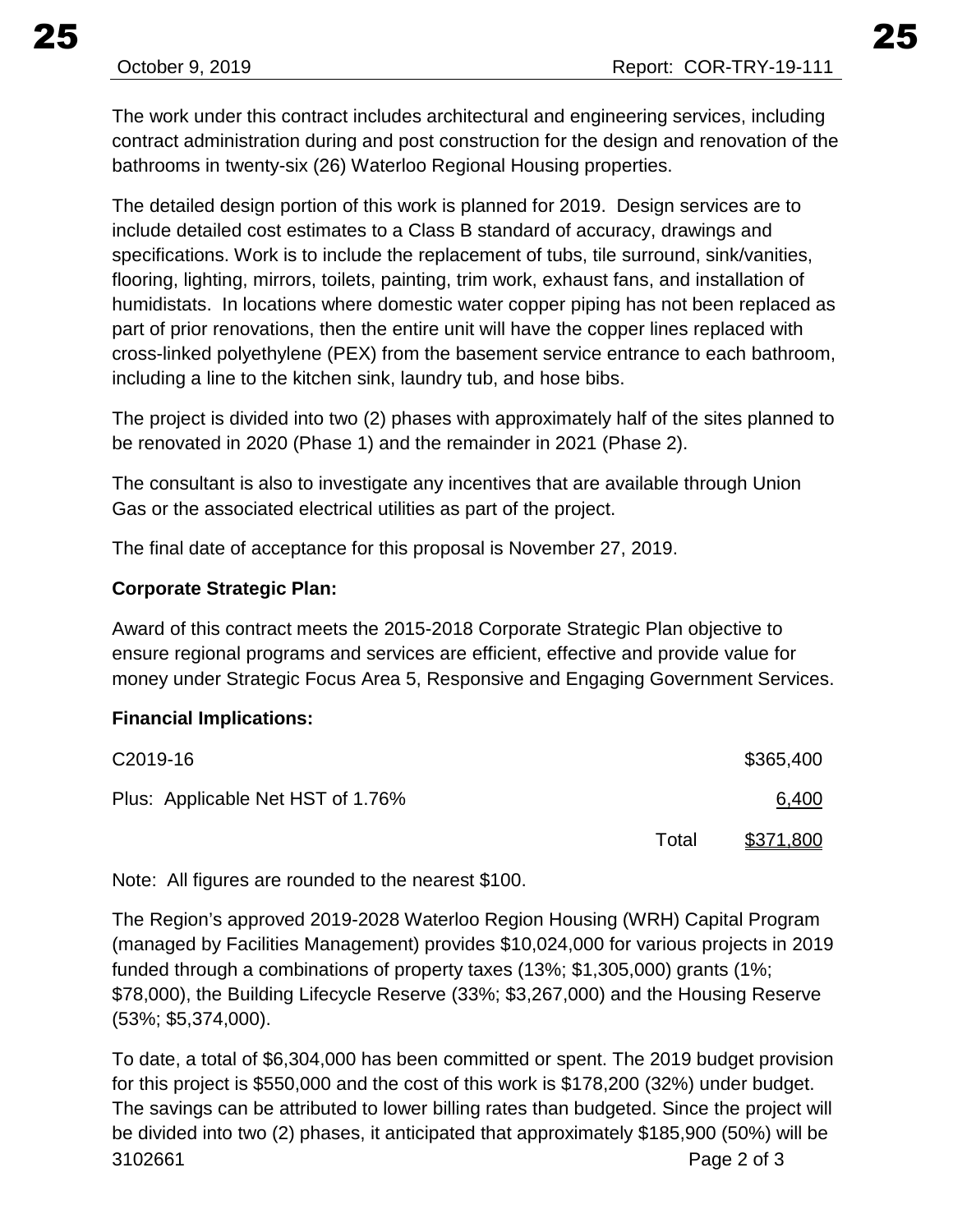The work under this contract includes architectural and engineering services, including contract administration during and post construction for the design and renovation of the bathrooms in twenty-six (26) Waterloo Regional Housing properties.

The detailed design portion of this work is planned for 2019. Design services are to include detailed cost estimates to a Class B standard of accuracy, drawings and specifications. Work is to include the replacement of tubs, tile surround, sink/vanities, flooring, lighting, mirrors, toilets, painting, trim work, exhaust fans, and installation of humidistats. In locations where domestic water copper piping has not been replaced as part of prior renovations, then the entire unit will have the copper lines replaced with cross-linked polyethylene (PEX) from the basement service entrance to each bathroom, including a line to the kitchen sink, laundry tub, and hose bibs.

The project is divided into two (2) phases with approximately half of the sites planned to be renovated in 2020 (Phase 1) and the remainder in 2021 (Phase 2).

The consultant is also to investigate any incentives that are available through Union Gas or the associated electrical utilities as part of the project.

The final date of acceptance for this proposal is November 27, 2019.

**Corporate Strategic Plan:**

Award of this contract meets the 2015-2018 Corporate Strategic Plan objective to ensure regional programs and services are efficient, effective and provide value for money under Strategic Focus Area 5, Responsive and Engaging Government Services.

**Financial Implications:**

| | | |
|---|---|---|
| C2019-16 | | $365,400 |
| Plus: Applicable Net HST of 1.76% | | 6,400 |
| | Total | $371,800 |

Note: All figures are rounded to the nearest $100.

The Region's approved 2019-2028 Waterloo Region Housing (WRH) Capital Program (managed by Facilities Management) provides $10,024,000 for various projects in 2019 funded through a combinations of property taxes (13%; $1,305,000) grants (1%; $78,000), the Building Lifecycle Reserve (33%; $3,267,000) and the Housing Reserve (53%; $5,374,000).

To date, a total of $6,304,000 has been committed or spent. The 2019 budget provision for this project is $550,000 and the cost of this work is $178,200 (32%) under budget. The savings can be attributed to lower billing rates than budgeted. Since the project will be divided into two (2) phases, it anticipated that approximately $185,900 (50%) will be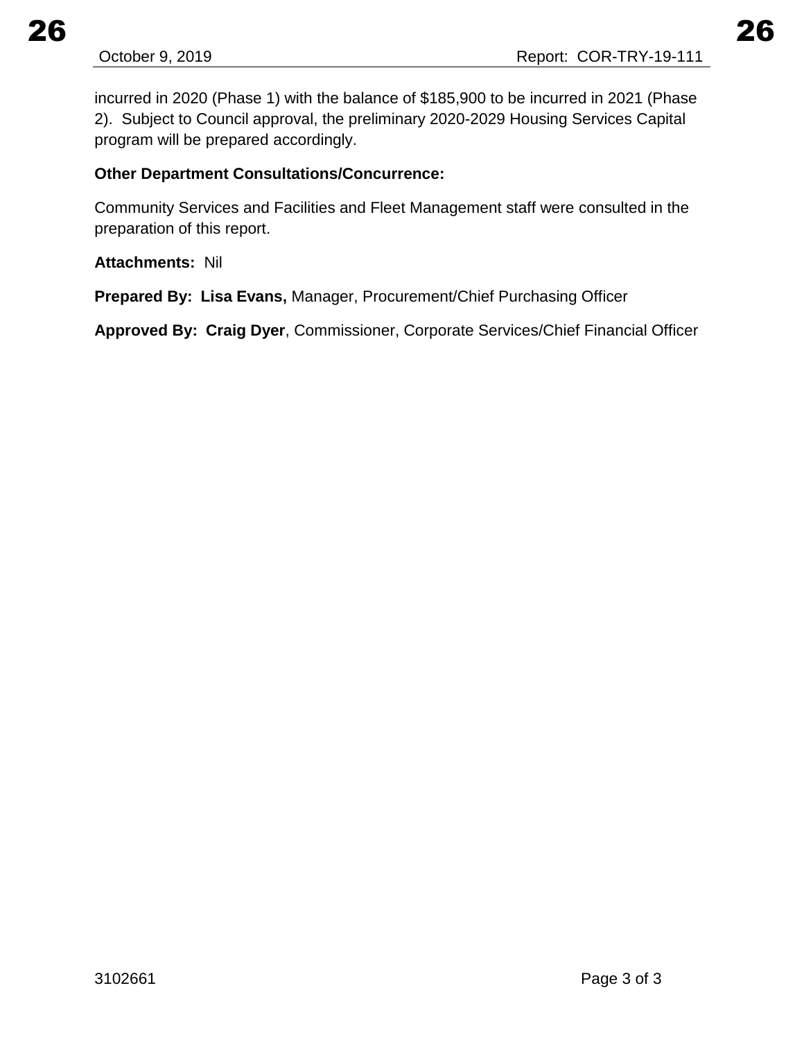incurred in 2020 (Phase 1) with the balance of $185,900 to be incurred in 2021 (Phase 2). Subject to Council approval, the preliminary 2020-2029 Housing Services Capital program will be prepared accordingly.

**Other Department Consultations/Concurrence:**

Community Services and Facilities and Fleet Management staff were consulted in the preparation of this report.

**Attachments:** Nil

**Prepared By: Lisa Evans,** Manager, Procurement/Chief Purchasing Officer

**Approved By: Craig Dyer**, Commissioner, Corporate Services/Chief Financial Officer

3102661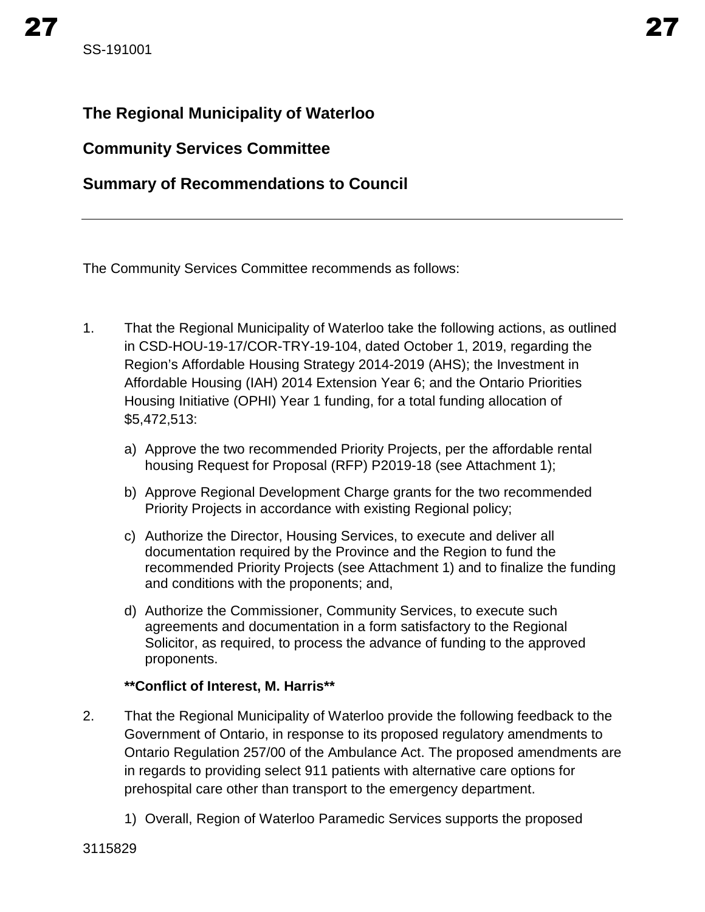SS-191001

## The Regional Municipality of Waterloo

## Community Services Committee

## Summary of Recommendations to Council

---

The Community Services Committee recommends as follows:

1. That the Regional Municipality of Waterloo take the following actions, as outlined in CSD-HOU-19-17/COR-TRY-19-104, dated October 1, 2019, regarding the Region's Affordable Housing Strategy 2014-2019 (AHS); the Investment in Affordable Housing (IAH) 2014 Extension Year 6; and the Ontario Priorities Housing Initiative (OPHI) Year 1 funding, for a total funding allocation of $5,472,513:

   a) Approve the two recommended Priority Projects, per the affordable rental housing Request for Proposal (RFP) P2019-18 (see Attachment 1);

   b) Approve Regional Development Charge grants for the two recommended Priority Projects in accordance with existing Regional policy;

   c) Authorize the Director, Housing Services, to execute and deliver all documentation required by the Province and the Region to fund the recommended Priority Projects (see Attachment 1) and to finalize the funding and conditions with the proponents; and,

   d) Authorize the Commissioner, Community Services, to execute such agreements and documentation in a form satisfactory to the Regional Solicitor, as required, to process the advance of funding to the approved proponents.

   **\*\*Conflict of Interest, M. Harris\*\***

2. That the Regional Municipality of Waterloo provide the following feedback to the Government of Ontario, in response to its proposed regulatory amendments to Ontario Regulation 257/00 of the Ambulance Act. The proposed amendments are in regards to providing select 911 patients with alternative care options for prehospital care other than transport to the emergency department.

   1) Overall, Region of Waterloo Paramedic Services supports the proposed

3115829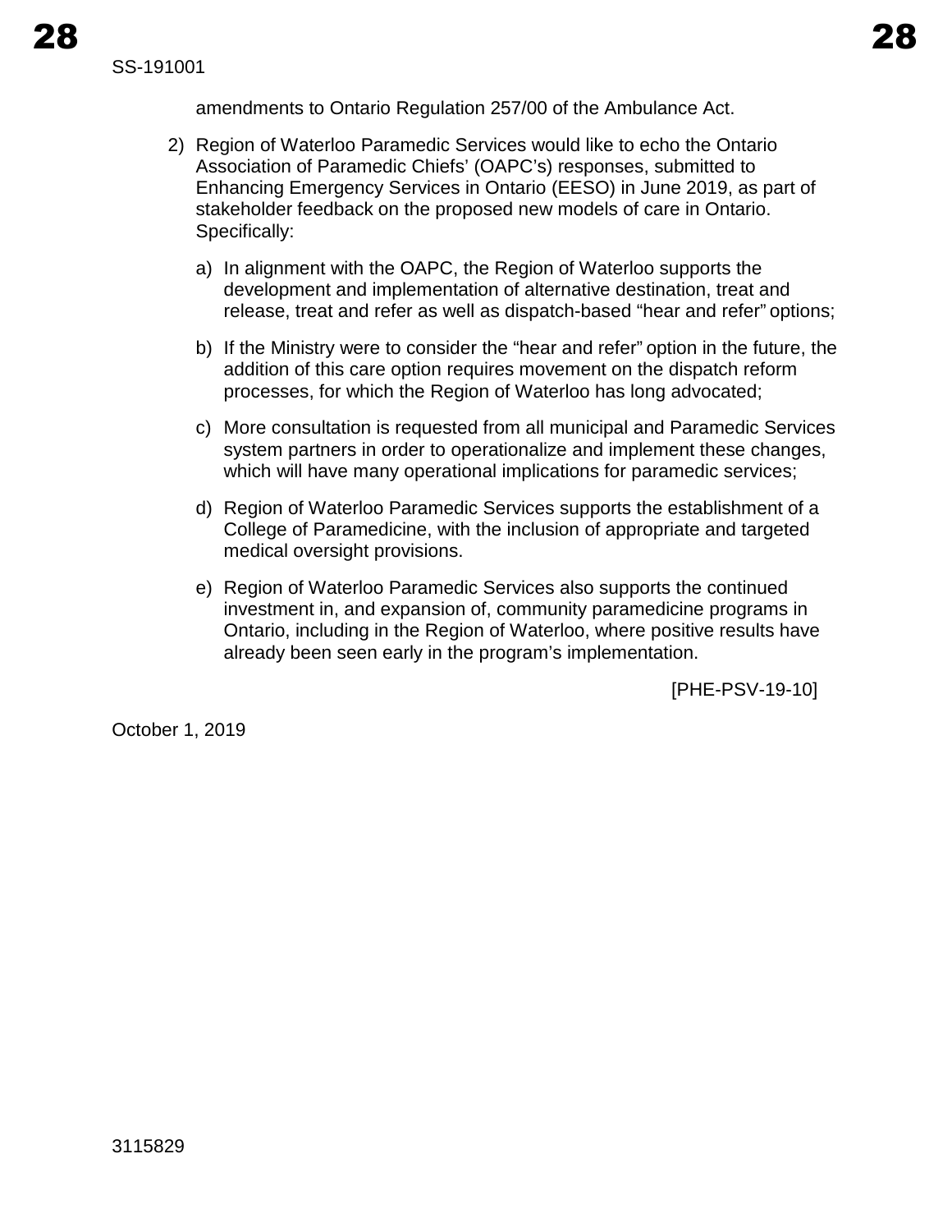amendments to Ontario Regulation 257/00 of the Ambulance Act.

2) Region of Waterloo Paramedic Services would like to echo the Ontario Association of Paramedic Chiefs' (OAPC's) responses, submitted to Enhancing Emergency Services in Ontario (EESO) in June 2019, as part of stakeholder feedback on the proposed new models of care in Ontario. Specifically:

   a) In alignment with the OAPC, the Region of Waterloo supports the development and implementation of alternative destination, treat and release, treat and refer as well as dispatch-based "hear and refer" options;

   b) If the Ministry were to consider the "hear and refer" option in the future, the addition of this care option requires movement on the dispatch reform processes, for which the Region of Waterloo has long advocated;

   c) More consultation is requested from all municipal and Paramedic Services system partners in order to operationalize and implement these changes, which will have many operational implications for paramedic services;

   d) Region of Waterloo Paramedic Services supports the establishment of a College of Paramedicine, with the inclusion of appropriate and targeted medical oversight provisions.

   e) Region of Waterloo Paramedic Services also supports the continued investment in, and expansion of, community paramedicine programs in Ontario, including in the Region of Waterloo, where positive results have already been seen early in the program's implementation.

[PHE-PSV-19-10]

October 1, 2019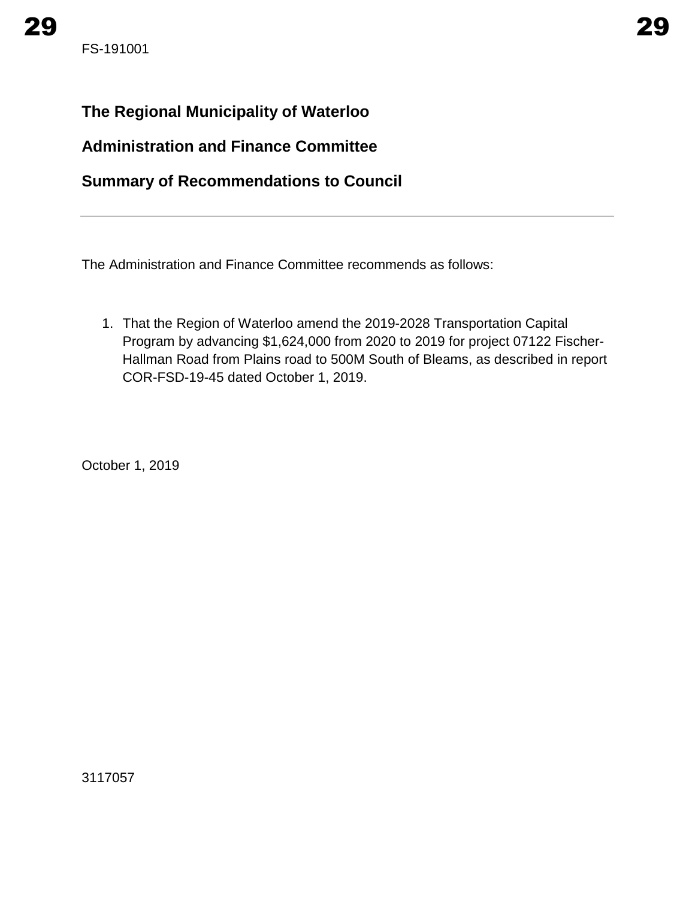FS-191001

**The Regional Municipality of Waterloo**

**Administration and Finance Committee**

**Summary of Recommendations to Council**

---

The Administration and Finance Committee recommends as follows:

1. That the Region of Waterloo amend the 2019-2028 Transportation Capital Program by advancing $1,624,000 from 2020 to 2019 for project 07122 Fischer-Hallman Road from Plains road to 500M South of Bleams, as described in report COR-FSD-19-45 dated October 1, 2019.

October 1, 2019

3117057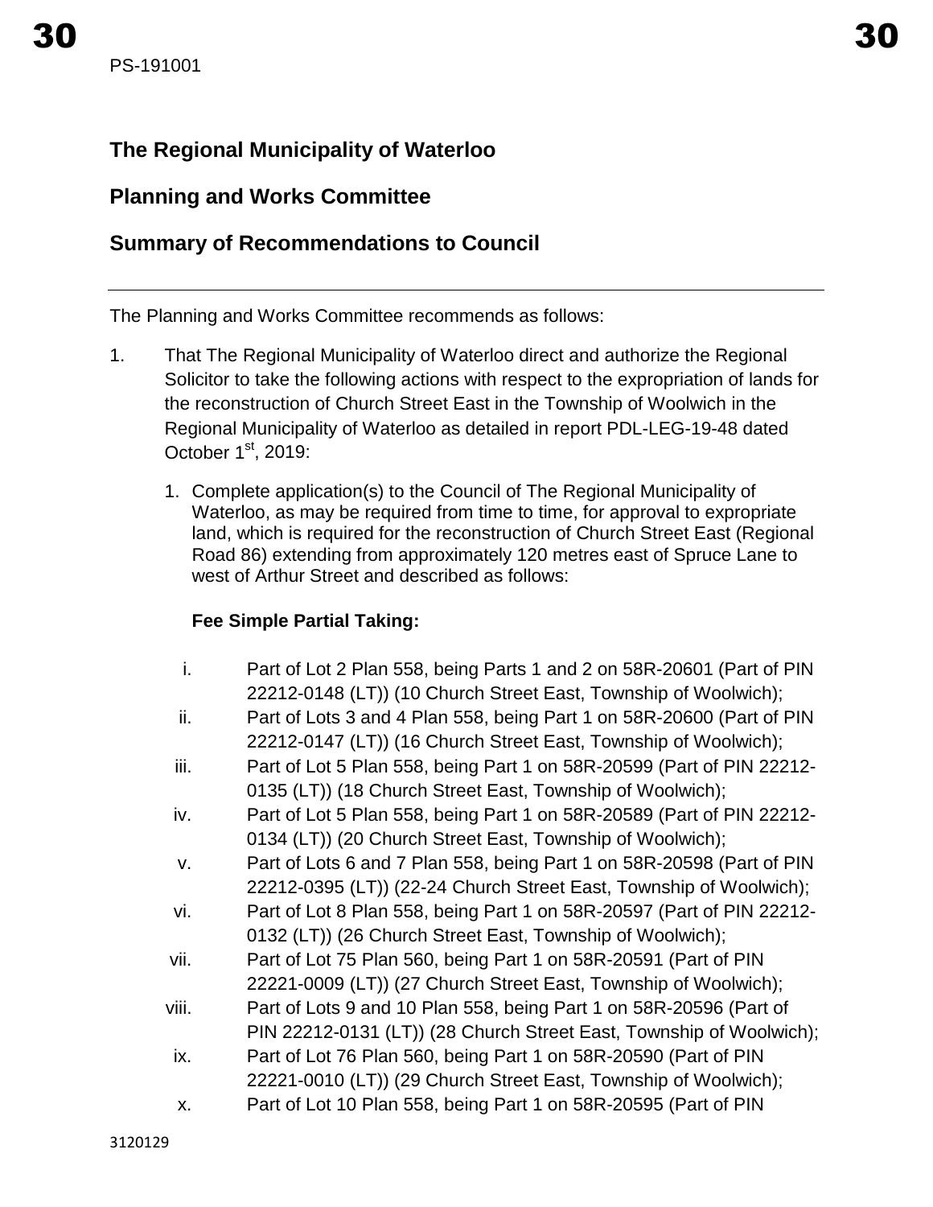PS-191001

## The Regional Municipality of Waterloo

## Planning and Works Committee

## Summary of Recommendations to Council

---

The Planning and Works Committee recommends as follows:

1. That The Regional Municipality of Waterloo direct and authorize the Regional Solicitor to take the following actions with respect to the expropriation of lands for the reconstruction of Church Street East in the Township of Woolwich in the Regional Municipality of Waterloo as detailed in report PDL-LEG-19-48 dated October 1st, 2019:

   1. Complete application(s) to the Council of The Regional Municipality of Waterloo, as may be required from time to time, for approval to expropriate land, which is required for the reconstruction of Church Street East (Regional Road 86) extending from approximately 120 metres east of Spruce Lane to west of Arthur Street and described as follows:

      **Fee Simple Partial Taking:**

      i. Part of Lot 2 Plan 558, being Parts 1 and 2 on 58R-20601 (Part of PIN 22212-0148 (LT)) (10 Church Street East, Township of Woolwich);
      ii. Part of Lots 3 and 4 Plan 558, being Part 1 on 58R-20600 (Part of PIN 22212-0147 (LT)) (16 Church Street East, Township of Woolwich);
      iii. Part of Lot 5 Plan 558, being Part 1 on 58R-20599 (Part of PIN 22212-0135 (LT)) (18 Church Street East, Township of Woolwich);
      iv. Part of Lot 5 Plan 558, being Part 1 on 58R-20589 (Part of PIN 22212-0134 (LT)) (20 Church Street East, Township of Woolwich);
      v. Part of Lots 6 and 7 Plan 558, being Part 1 on 58R-20598 (Part of PIN 22212-0395 (LT)) (22-24 Church Street East, Township of Woolwich);
      vi. Part of Lot 8 Plan 558, being Part 1 on 58R-20597 (Part of PIN 22212-0132 (LT)) (26 Church Street East, Township of Woolwich);
      vii. Part of Lot 75 Plan 560, being Part 1 on 58R-20591 (Part of PIN 22221-0009 (LT)) (27 Church Street East, Township of Woolwich);
      viii. Part of Lots 9 and 10 Plan 558, being Part 1 on 58R-20596 (Part of PIN 22212-0131 (LT)) (28 Church Street East, Township of Woolwich);
      ix. Part of Lot 76 Plan 560, being Part 1 on 58R-20590 (Part of PIN 22221-0010 (LT)) (29 Church Street East, Township of Woolwich);
      x. Part of Lot 10 Plan 558, being Part 1 on 58R-20595 (Part of PIN

3120129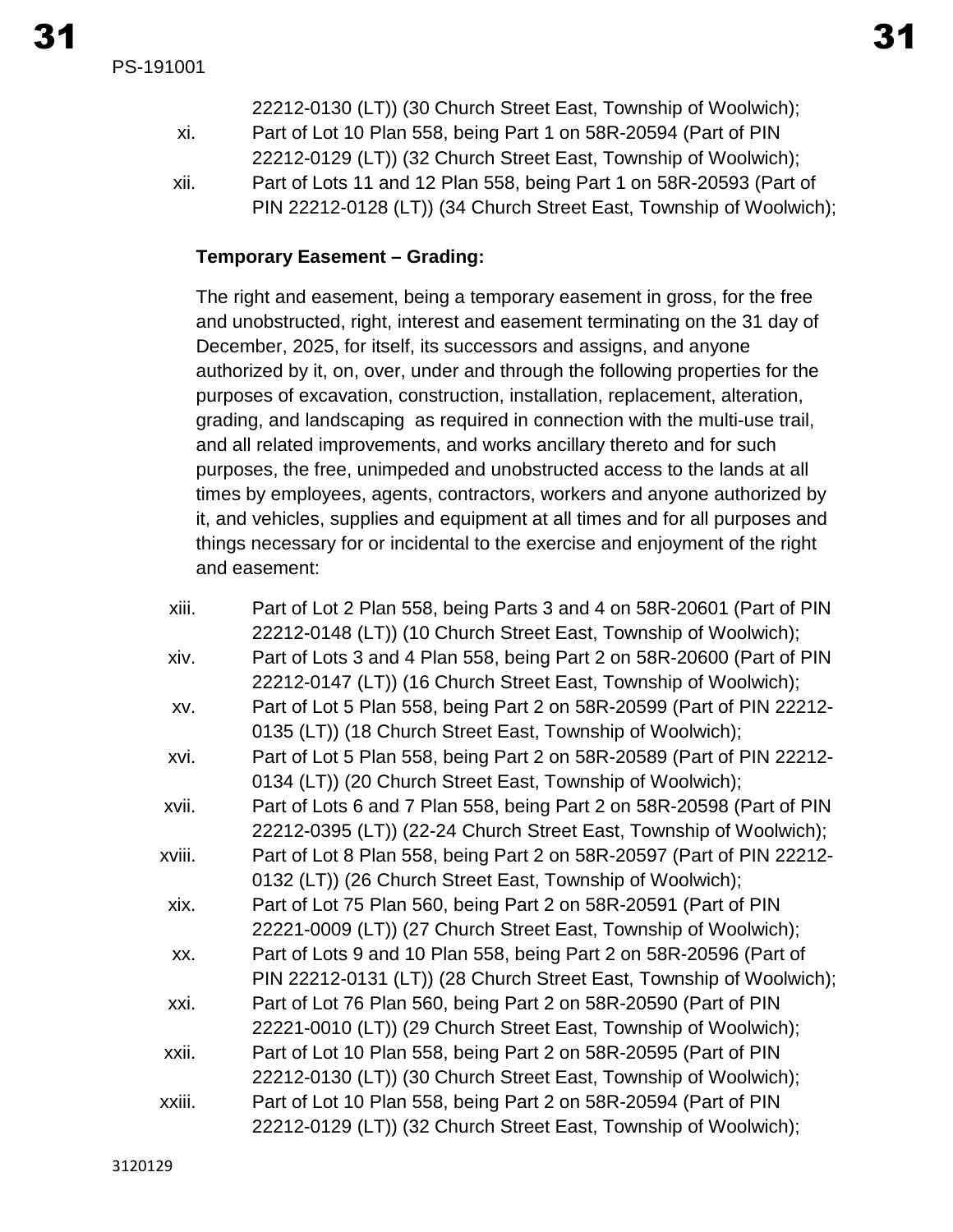22212-0130 (LT)) (30 Church Street East, Township of Woolwich);

xi. Part of Lot 10 Plan 558, being Part 1 on 58R-20594 (Part of PIN 22212-0129 (LT)) (32 Church Street East, Township of Woolwich);

xii. Part of Lots 11 and 12 Plan 558, being Part 1 on 58R-20593 (Part of PIN 22212-0128 (LT)) (34 Church Street East, Township of Woolwich);

**Temporary Easement – Grading:**

The right and easement, being a temporary easement in gross, for the free and unobstructed, right, interest and easement terminating on the 31 day of December, 2025, for itself, its successors and assigns, and anyone authorized by it, on, over, under and through the following properties for the purposes of excavation, construction, installation, replacement, alteration, grading, and landscaping as required in connection with the multi-use trail, and all related improvements, and works ancillary thereto and for such purposes, the free, unimpeded and unobstructed access to the lands at all times by employees, agents, contractors, workers and anyone authorized by it, and vehicles, supplies and equipment at all times and for all purposes and things necessary for or incidental to the exercise and enjoyment of the right and easement:

xiii. Part of Lot 2 Plan 558, being Parts 3 and 4 on 58R-20601 (Part of PIN 22212-0148 (LT)) (10 Church Street East, Township of Woolwich);

xiv. Part of Lots 3 and 4 Plan 558, being Part 2 on 58R-20600 (Part of PIN 22212-0147 (LT)) (16 Church Street East, Township of Woolwich);

xv. Part of Lot 5 Plan 558, being Part 2 on 58R-20599 (Part of PIN 22212-0135 (LT)) (18 Church Street East, Township of Woolwich);

xvi. Part of Lot 5 Plan 558, being Part 2 on 58R-20589 (Part of PIN 22212-0134 (LT)) (20 Church Street East, Township of Woolwich);

xvii. Part of Lots 6 and 7 Plan 558, being Part 2 on 58R-20598 (Part of PIN 22212-0395 (LT)) (22-24 Church Street East, Township of Woolwich);

xviii. Part of Lot 8 Plan 558, being Part 2 on 58R-20597 (Part of PIN 22212-0132 (LT)) (26 Church Street East, Township of Woolwich);

xix. Part of Lot 75 Plan 560, being Part 2 on 58R-20591 (Part of PIN 22221-0009 (LT)) (27 Church Street East, Township of Woolwich);

xx. Part of Lots 9 and 10 Plan 558, being Part 2 on 58R-20596 (Part of PIN 22212-0131 (LT)) (28 Church Street East, Township of Woolwich);

xxi. Part of Lot 76 Plan 560, being Part 2 on 58R-20590 (Part of PIN 22221-0010 (LT)) (29 Church Street East, Township of Woolwich);

xxii. Part of Lot 10 Plan 558, being Part 2 on 58R-20595 (Part of PIN 22212-0130 (LT)) (30 Church Street East, Township of Woolwich);

xxiii. Part of Lot 10 Plan 558, being Part 2 on 58R-20594 (Part of PIN 22212-0129 (LT)) (32 Church Street East, Township of Woolwich);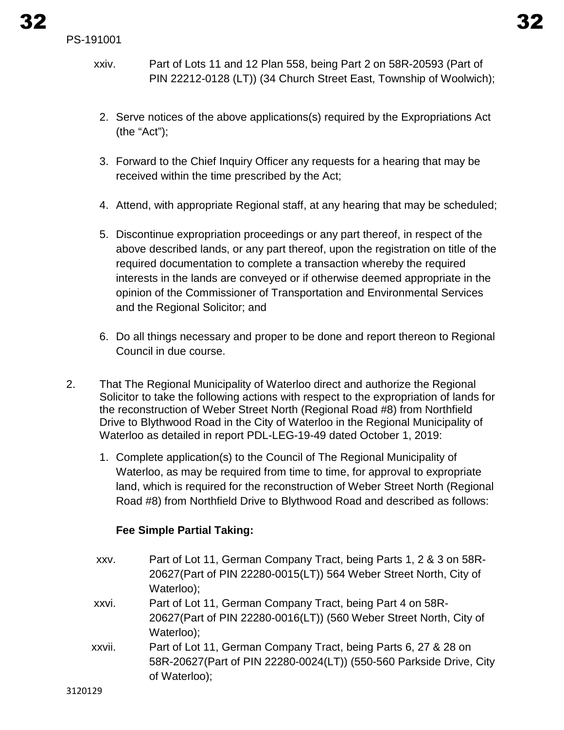xxiv. Part of Lots 11 and 12 Plan 558, being Part 2 on 58R-20593 (Part of PIN 22212-0128 (LT)) (34 Church Street East, Township of Woolwich);

2. Serve notices of the above applications(s) required by the Expropriations Act (the “Act”);

3. Forward to the Chief Inquiry Officer any requests for a hearing that may be received within the time prescribed by the Act;

4. Attend, with appropriate Regional staff, at any hearing that may be scheduled;

5. Discontinue expropriation proceedings or any part thereof, in respect of the above described lands, or any part thereof, upon the registration on title of the required documentation to complete a transaction whereby the required interests in the lands are conveyed or if otherwise deemed appropriate in the opinion of the Commissioner of Transportation and Environmental Services and the Regional Solicitor; and

6. Do all things necessary and proper to be done and report thereon to Regional Council in due course.

2. That The Regional Municipality of Waterloo direct and authorize the Regional Solicitor to take the following actions with respect to the expropriation of lands for the reconstruction of Weber Street North (Regional Road #8) from Northfield Drive to Blythwood Road in the City of Waterloo in the Regional Municipality of Waterloo as detailed in report PDL-LEG-19-49 dated October 1, 2019:

   1. Complete application(s) to the Council of The Regional Municipality of Waterloo, as may be required from time to time, for approval to expropriate land, which is required for the reconstruction of Weber Street North (Regional Road #8) from Northfield Drive to Blythwood Road and described as follows:

   **Fee Simple Partial Taking:**

   xxv. Part of Lot 11, German Company Tract, being Parts 1, 2 & 3 on 58R-20627(Part of PIN 22280-0015(LT)) 564 Weber Street North, City of Waterloo);

   xxvi. Part of Lot 11, German Company Tract, being Part 4 on 58R-20627(Part of PIN 22280-0016(LT)) (560 Weber Street North, City of Waterloo);

   xxvii. Part of Lot 11, German Company Tract, being Parts 6, 27 & 28 on 58R-20627(Part of PIN 22280-0024(LT)) (550-560 Parkside Drive, City of Waterloo);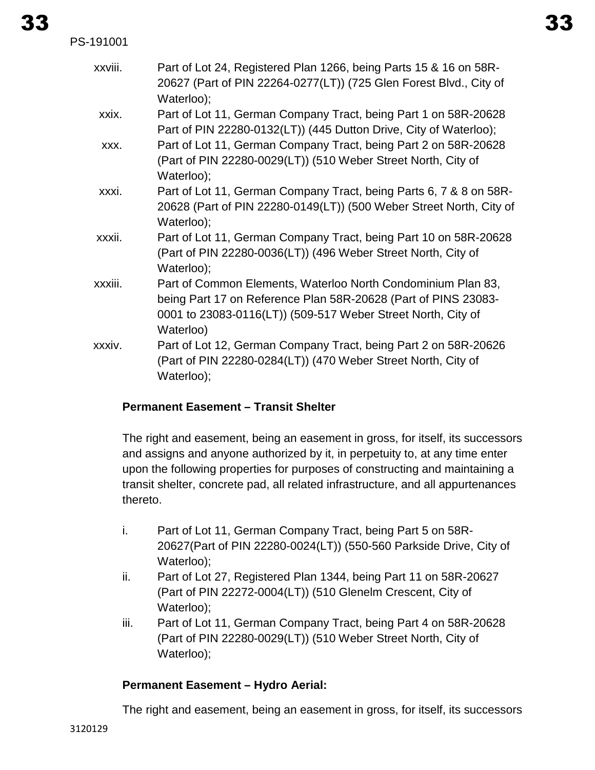xxviii. Part of Lot 24, Registered Plan 1266, being Parts 15 & 16 on 58R-20627 (Part of PIN 22264-0277(LT)) (725 Glen Forest Blvd., City of Waterloo);

xxix. Part of Lot 11, German Company Tract, being Part 1 on 58R-20628 Part of PIN 22280-0132(LT)) (445 Dutton Drive, City of Waterloo);

xxx. Part of Lot 11, German Company Tract, being Part 2 on 58R-20628 (Part of PIN 22280-0029(LT)) (510 Weber Street North, City of Waterloo);

xxxi. Part of Lot 11, German Company Tract, being Parts 6, 7 & 8 on 58R-20628 (Part of PIN 22280-0149(LT)) (500 Weber Street North, City of Waterloo);

xxxii. Part of Lot 11, German Company Tract, being Part 10 on 58R-20628 (Part of PIN 22280-0036(LT)) (496 Weber Street North, City of Waterloo);

xxxiii. Part of Common Elements, Waterloo North Condominium Plan 83, being Part 17 on Reference Plan 58R-20628 (Part of PINS 23083-0001 to 23083-0116(LT)) (509-517 Weber Street North, City of Waterloo)

xxxiv. Part of Lot 12, German Company Tract, being Part 2 on 58R-20626 (Part of PIN 22280-0284(LT)) (470 Weber Street North, City of Waterloo);

**Permanent Easement – Transit Shelter**

The right and easement, being an easement in gross, for itself, its successors and assigns and anyone authorized by it, in perpetuity to, at any time enter upon the following properties for purposes of constructing and maintaining a transit shelter, concrete pad, all related infrastructure, and all appurtenances thereto.

i. Part of Lot 11, German Company Tract, being Part 5 on 58R-20627(Part of PIN 22280-0024(LT)) (550-560 Parkside Drive, City of Waterloo);

ii. Part of Lot 27, Registered Plan 1344, being Part 11 on 58R-20627 (Part of PIN 22272-0004(LT)) (510 Glenelm Crescent, City of Waterloo);

iii. Part of Lot 11, German Company Tract, being Part 4 on 58R-20628 (Part of PIN 22280-0029(LT)) (510 Weber Street North, City of Waterloo);

**Permanent Easement – Hydro Aerial:**

The right and easement, being an easement in gross, for itself, its successors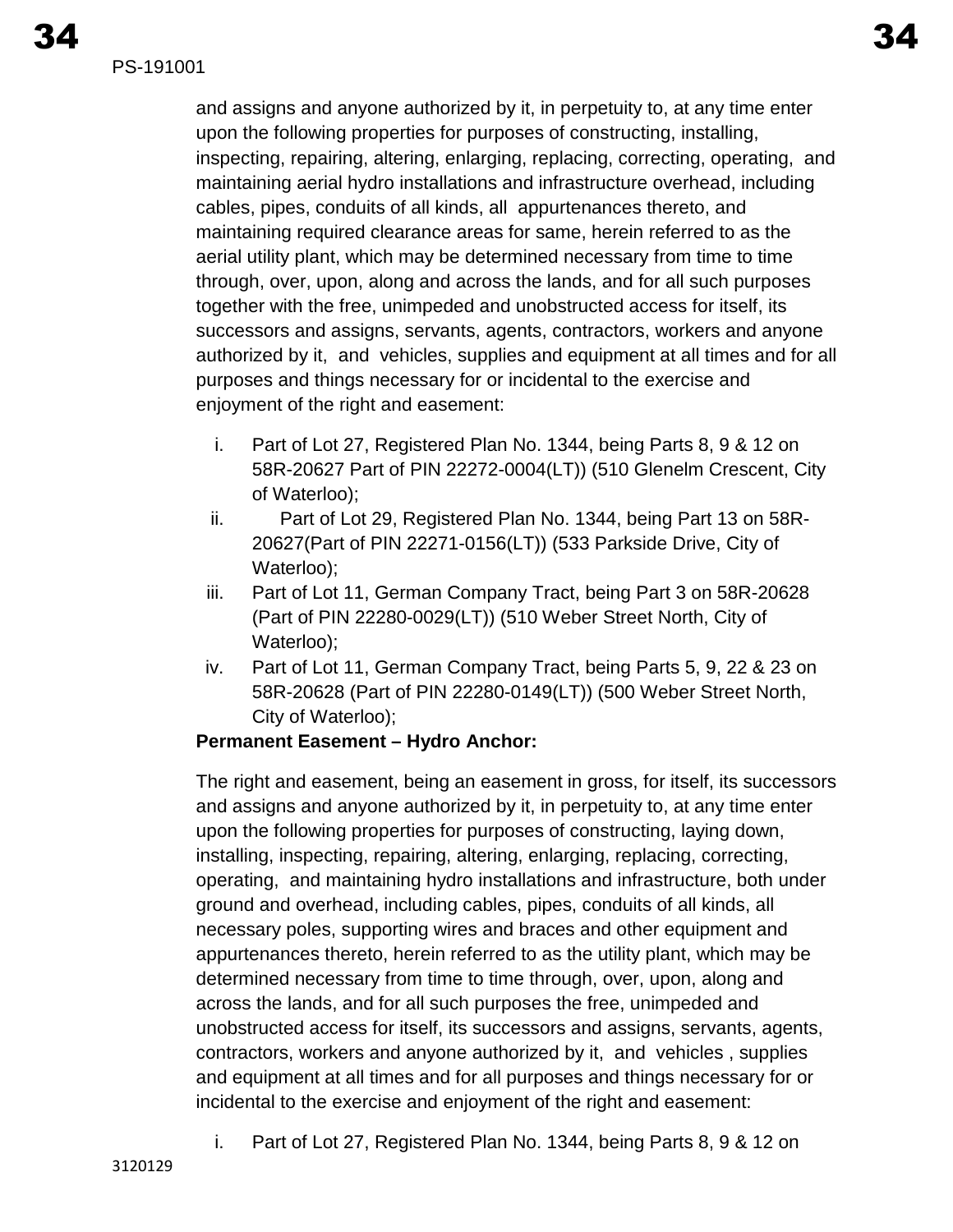and assigns and anyone authorized by it, in perpetuity to, at any time enter upon the following properties for purposes of constructing, installing, inspecting, repairing, altering, enlarging, replacing, correcting, operating, and maintaining aerial hydro installations and infrastructure overhead, including cables, pipes, conduits of all kinds, all appurtenances thereto, and maintaining required clearance areas for same, herein referred to as the aerial utility plant, which may be determined necessary from time to time through, over, upon, along and across the lands, and for all such purposes together with the free, unimpeded and unobstructed access for itself, its successors and assigns, servants, agents, contractors, workers and anyone authorized by it, and vehicles, supplies and equipment at all times and for all purposes and things necessary for or incidental to the exercise and enjoyment of the right and easement:

i. Part of Lot 27, Registered Plan No. 1344, being Parts 8, 9 & 12 on 58R-20627 Part of PIN 22272-0004(LT)) (510 Glenelm Crescent, City of Waterloo);
ii. Part of Lot 29, Registered Plan No. 1344, being Part 13 on 58R-20627(Part of PIN 22271-0156(LT)) (533 Parkside Drive, City of Waterloo);
iii. Part of Lot 11, German Company Tract, being Part 3 on 58R-20628 (Part of PIN 22280-0029(LT)) (510 Weber Street North, City of Waterloo);
iv. Part of Lot 11, German Company Tract, being Parts 5, 9, 22 & 23 on 58R-20628 (Part of PIN 22280-0149(LT)) (500 Weber Street North, City of Waterloo);

**Permanent Easement – Hydro Anchor:**

The right and easement, being an easement in gross, for itself, its successors and assigns and anyone authorized by it, in perpetuity to, at any time enter upon the following properties for purposes of constructing, laying down, installing, inspecting, repairing, altering, enlarging, replacing, correcting, operating, and maintaining hydro installations and infrastructure, both under ground and overhead, including cables, pipes, conduits of all kinds, all necessary poles, supporting wires and braces and other equipment and appurtenances thereto, herein referred to as the utility plant, which may be determined necessary from time to time through, over, upon, along and across the lands, and for all such purposes the free, unimpeded and unobstructed access for itself, its successors and assigns, servants, agents, contractors, workers and anyone authorized by it, and vehicles , supplies and equipment at all times and for all purposes and things necessary for or incidental to the exercise and enjoyment of the right and easement:

i. Part of Lot 27, Registered Plan No. 1344, being Parts 8, 9 & 12 on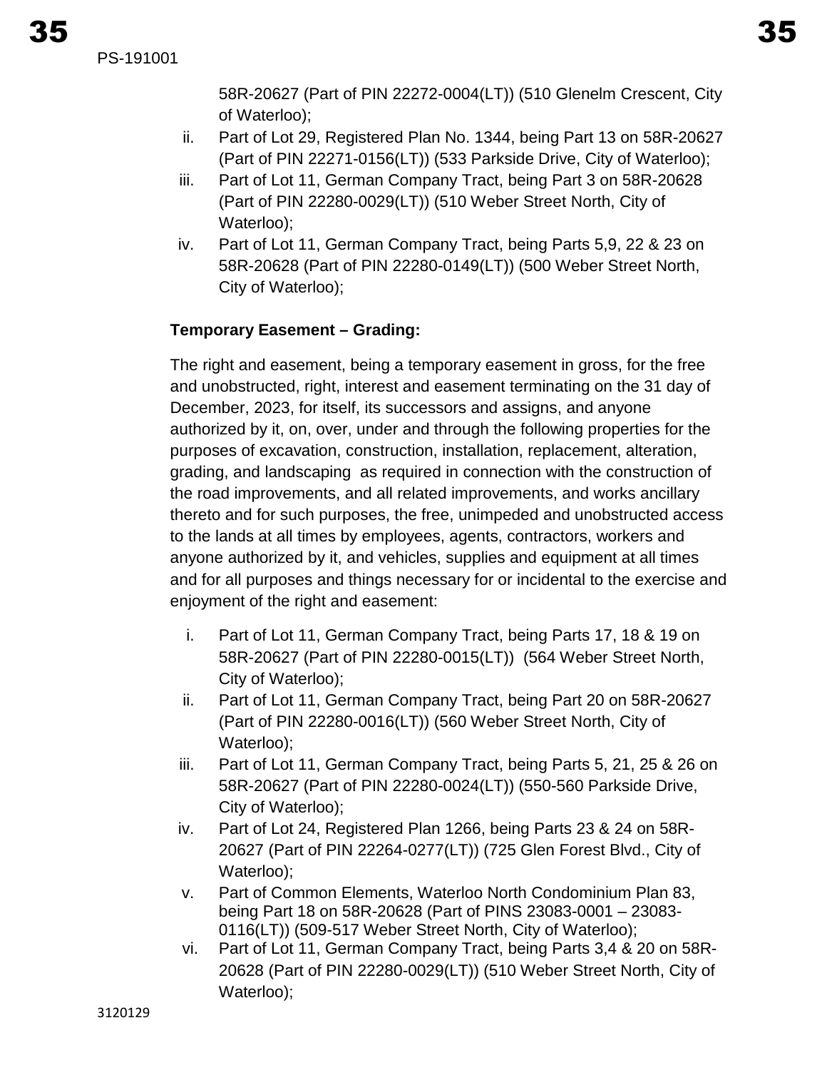58R-20627 (Part of PIN 22272-0004(LT)) (510 Glenelm Crescent, City of Waterloo);

ii. Part of Lot 29, Registered Plan No. 1344, being Part 13 on 58R-20627 (Part of PIN 22271-0156(LT)) (533 Parkside Drive, City of Waterloo);

iii. Part of Lot 11, German Company Tract, being Part 3 on 58R-20628 (Part of PIN 22280-0029(LT)) (510 Weber Street North, City of Waterloo);

iv. Part of Lot 11, German Company Tract, being Parts 5,9, 22 & 23 on 58R-20628 (Part of PIN 22280-0149(LT)) (500 Weber Street North, City of Waterloo);

**Temporary Easement – Grading:**

The right and easement, being a temporary easement in gross, for the free and unobstructed, right, interest and easement terminating on the 31 day of December, 2023, for itself, its successors and assigns, and anyone authorized by it, on, over, under and through the following properties for the purposes of excavation, construction, installation, replacement, alteration, grading, and landscaping as required in connection with the construction of the road improvements, and all related improvements, and works ancillary thereto and for such purposes, the free, unimpeded and unobstructed access to the lands at all times by employees, agents, contractors, workers and anyone authorized by it, and vehicles, supplies and equipment at all times and for all purposes and things necessary for or incidental to the exercise and enjoyment of the right and easement:

i. Part of Lot 11, German Company Tract, being Parts 17, 18 & 19 on 58R-20627 (Part of PIN 22280-0015(LT)) (564 Weber Street North, City of Waterloo);

ii. Part of Lot 11, German Company Tract, being Part 20 on 58R-20627 (Part of PIN 22280-0016(LT)) (560 Weber Street North, City of Waterloo);

iii. Part of Lot 11, German Company Tract, being Parts 5, 21, 25 & 26 on 58R-20627 (Part of PIN 22280-0024(LT)) (550-560 Parkside Drive, City of Waterloo);

iv. Part of Lot 24, Registered Plan 1266, being Parts 23 & 24 on 58R-20627 (Part of PIN 22264-0277(LT)) (725 Glen Forest Blvd., City of Waterloo);

v. Part of Common Elements, Waterloo North Condominium Plan 83, being Part 18 on 58R-20628 (Part of PINS 23083-0001 – 23083-0116(LT)) (509-517 Weber Street North, City of Waterloo);

vi. Part of Lot 11, German Company Tract, being Parts 3,4 & 20 on 58R-20628 (Part of PIN 22280-0029(LT)) (510 Weber Street North, City of Waterloo);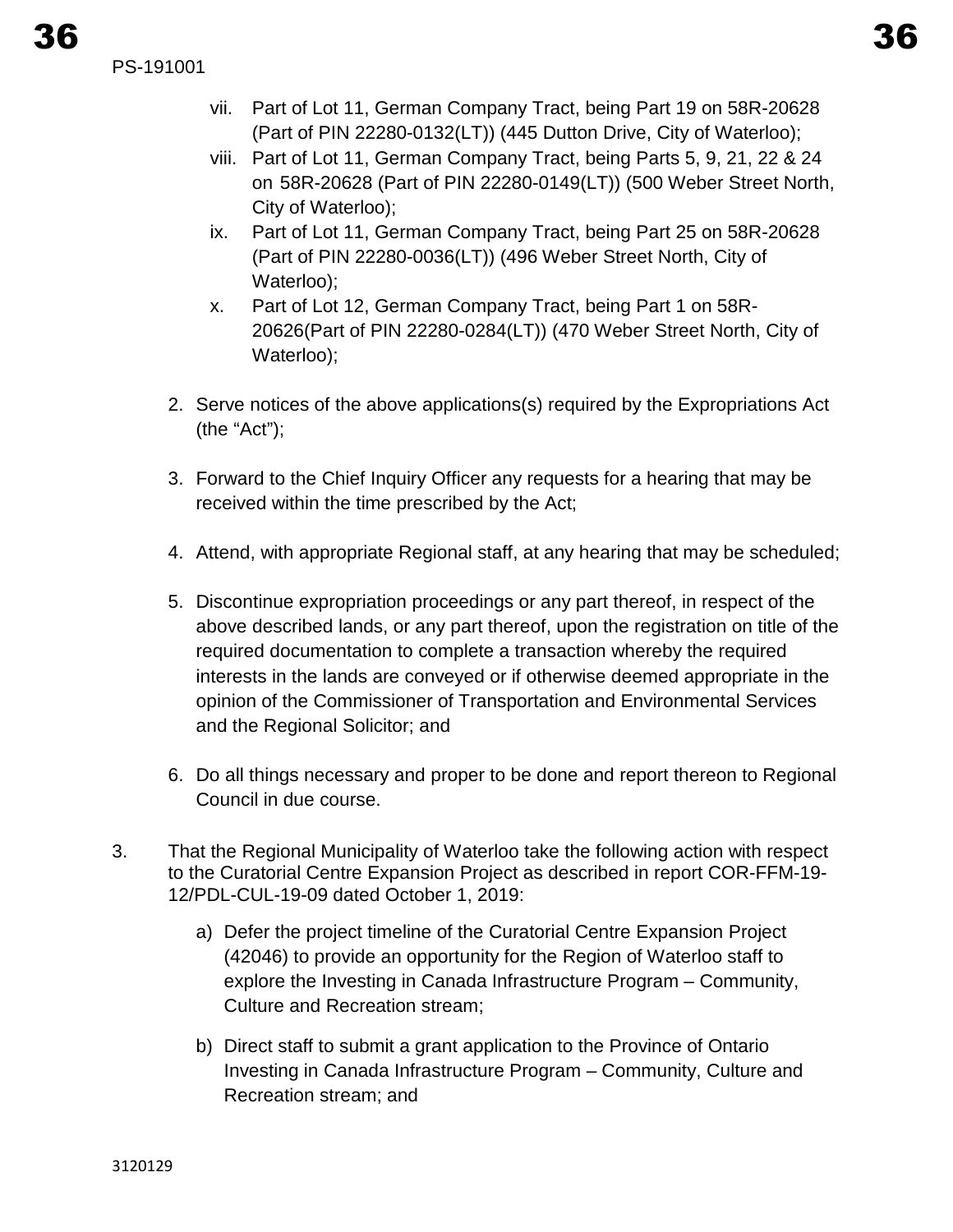vii. Part of Lot 11, German Company Tract, being Part 19 on 58R-20628 (Part of PIN 22280-0132(LT)) (445 Dutton Drive, City of Waterloo);

viii. Part of Lot 11, German Company Tract, being Parts 5, 9, 21, 22 & 24 on 58R-20628 (Part of PIN 22280-0149(LT)) (500 Weber Street North, City of Waterloo);

ix. Part of Lot 11, German Company Tract, being Part 25 on 58R-20628 (Part of PIN 22280-0036(LT)) (496 Weber Street North, City of Waterloo);

x. Part of Lot 12, German Company Tract, being Part 1 on 58R-20626(Part of PIN 22280-0284(LT)) (470 Weber Street North, City of Waterloo);

2. Serve notices of the above applications(s) required by the Expropriations Act (the "Act");

3. Forward to the Chief Inquiry Officer any requests for a hearing that may be received within the time prescribed by the Act;

4. Attend, with appropriate Regional staff, at any hearing that may be scheduled;

5. Discontinue expropriation proceedings or any part thereof, in respect of the above described lands, or any part thereof, upon the registration on title of the required documentation to complete a transaction whereby the required interests in the lands are conveyed or if otherwise deemed appropriate in the opinion of the Commissioner of Transportation and Environmental Services and the Regional Solicitor; and

6. Do all things necessary and proper to be done and report thereon to Regional Council in due course.

3. That the Regional Municipality of Waterloo take the following action with respect to the Curatorial Centre Expansion Project as described in report COR-FFM-19-12/PDL-CUL-19-09 dated October 1, 2019:

   a) Defer the project timeline of the Curatorial Centre Expansion Project (42046) to provide an opportunity for the Region of Waterloo staff to explore the Investing in Canada Infrastructure Program – Community, Culture and Recreation stream;

   b) Direct staff to submit a grant application to the Province of Ontario Investing in Canada Infrastructure Program – Community, Culture and Recreation stream; and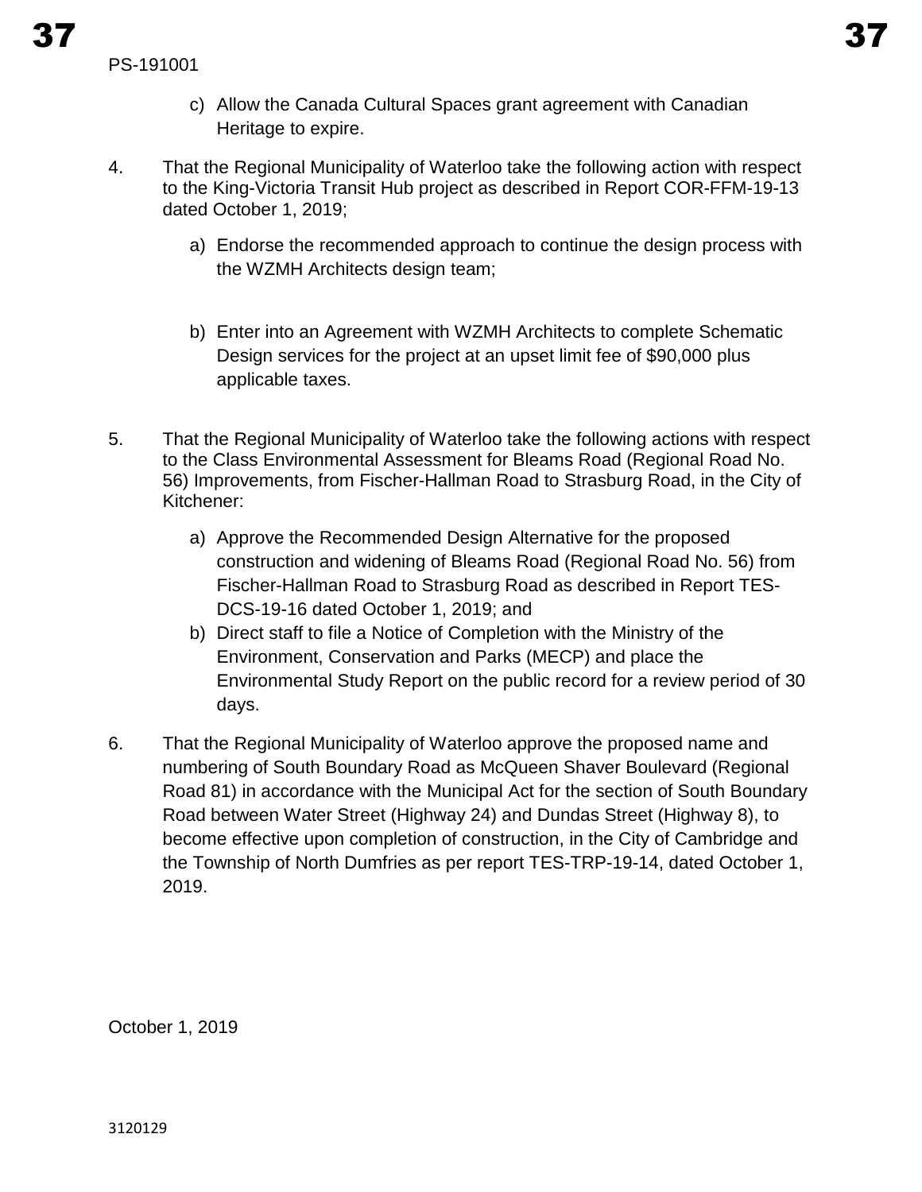c) Allow the Canada Cultural Spaces grant agreement with Canadian Heritage to expire.

4. That the Regional Municipality of Waterloo take the following action with respect to the King-Victoria Transit Hub project as described in Report COR-FFM-19-13 dated October 1, 2019;

   a) Endorse the recommended approach to continue the design process with the WZMH Architects design team;

   b) Enter into an Agreement with WZMH Architects to complete Schematic Design services for the project at an upset limit fee of $90,000 plus applicable taxes.

5. That the Regional Municipality of Waterloo take the following actions with respect to the Class Environmental Assessment for Bleams Road (Regional Road No. 56) Improvements, from Fischer-Hallman Road to Strasburg Road, in the City of Kitchener:

   a) Approve the Recommended Design Alternative for the proposed construction and widening of Bleams Road (Regional Road No. 56) from Fischer-Hallman Road to Strasburg Road as described in Report TES-DCS-19-16 dated October 1, 2019; and
   b) Direct staff to file a Notice of Completion with the Ministry of the Environment, Conservation and Parks (MECP) and place the Environmental Study Report on the public record for a review period of 30 days.

6. That the Regional Municipality of Waterloo approve the proposed name and numbering of South Boundary Road as McQueen Shaver Boulevard (Regional Road 81) in accordance with the Municipal Act for the section of South Boundary Road between Water Street (Highway 24) and Dundas Street (Highway 8), to become effective upon completion of construction, in the City of Cambridge and the Township of North Dumfries as per report TES-TRP-19-14, dated October 1, 2019.

October 1, 2019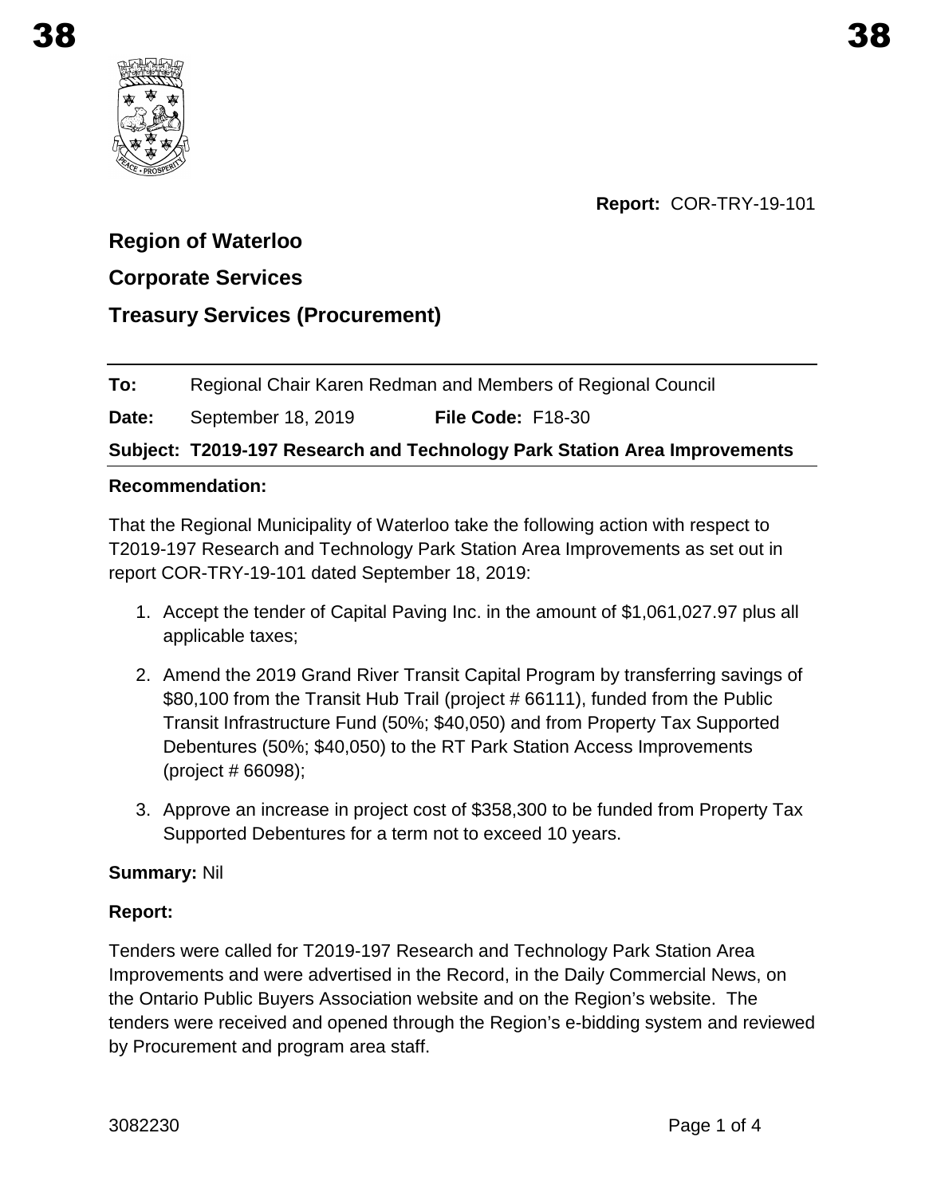**Report:** COR-TRY-19-101

## Region of Waterloo

## Corporate Services

## Treasury Services (Procurement)

**To:** Regional Chair Karen Redman and Members of Regional Council

**Date:** September 18, 2019 **File Code:** F18-30

**Subject: T2019-197 Research and Technology Park Station Area Improvements**

**Recommendation:**

That the Regional Municipality of Waterloo take the following action with respect to T2019-197 Research and Technology Park Station Area Improvements as set out in report COR-TRY-19-101 dated September 18, 2019:

1. Accept the tender of Capital Paving Inc. in the amount of $1,061,027.97 plus all applicable taxes;
2. Amend the 2019 Grand River Transit Capital Program by transferring savings of $80,100 from the Transit Hub Trail (project # 66111), funded from the Public Transit Infrastructure Fund (50%; $40,050) and from Property Tax Supported Debentures (50%; $40,050) to the RT Park Station Access Improvements (project # 66098);
3. Approve an increase in project cost of $358,300 to be funded from Property Tax Supported Debentures for a term not to exceed 10 years.

**Summary:** Nil

**Report:**

Tenders were called for T2019-197 Research and Technology Park Station Area Improvements and were advertised in the Record, in the Daily Commercial News, on the Ontario Public Buyers Association website and on the Region's website. The tenders were received and opened through the Region's e-bidding system and reviewed by Procurement and program area staff.

3082230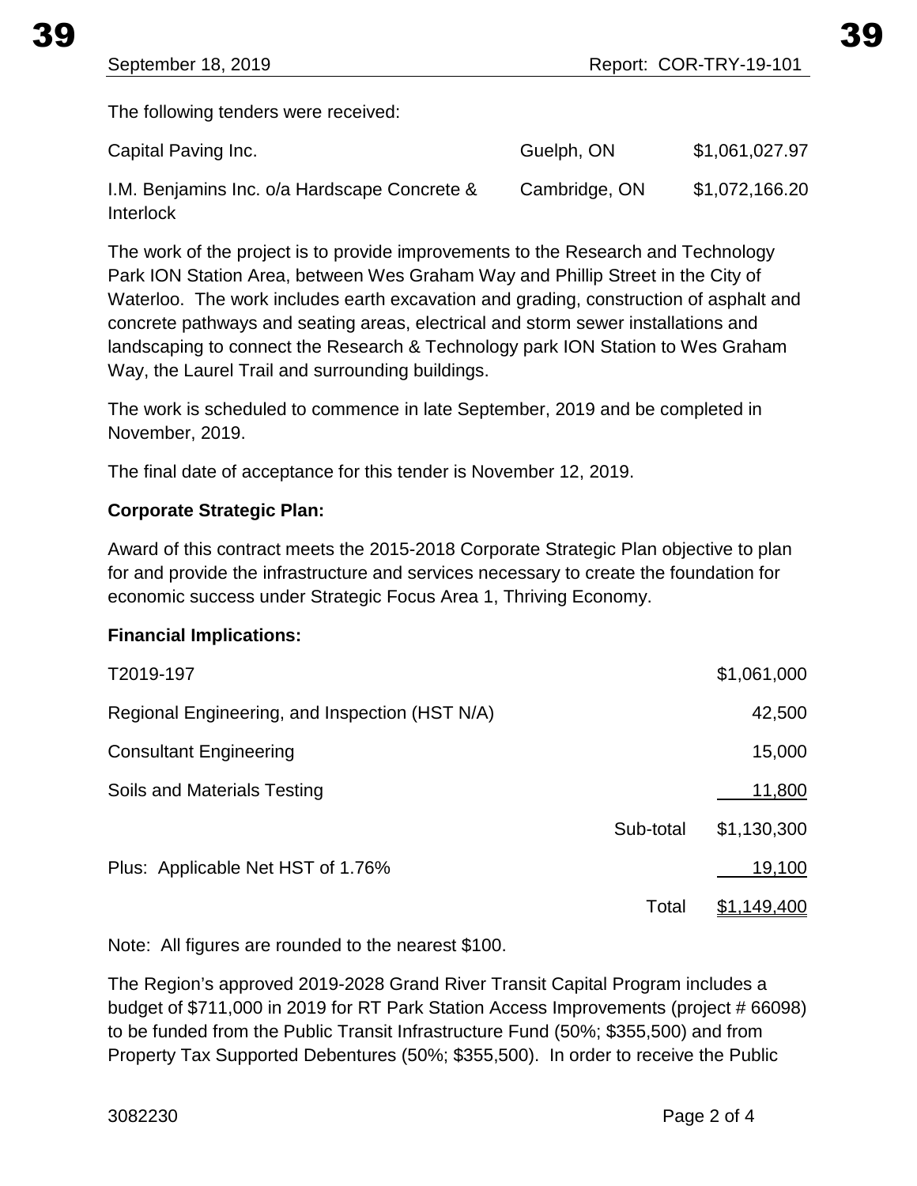The following tenders were received:

| | | |
|---|---|---|
| Capital Paving Inc. | Guelph, ON | $1,061,027.97 |
| I.M. Benjamins Inc. o/a Hardscape Concrete & Interlock | Cambridge, ON | $1,072,166.20 |

The work of the project is to provide improvements to the Research and Technology Park ION Station Area, between Wes Graham Way and Phillip Street in the City of Waterloo. The work includes earth excavation and grading, construction of asphalt and concrete pathways and seating areas, electrical and storm sewer installations and landscaping to connect the Research & Technology park ION Station to Wes Graham Way, the Laurel Trail and surrounding buildings.

The work is scheduled to commence in late September, 2019 and be completed in November, 2019.

The final date of acceptance for this tender is November 12, 2019.

**Corporate Strategic Plan:**

Award of this contract meets the 2015-2018 Corporate Strategic Plan objective to plan for and provide the infrastructure and services necessary to create the foundation for economic success under Strategic Focus Area 1, Thriving Economy.

**Financial Implications:**

| | | |
|---|---|---|
| T2019-197 | | $1,061,000 |
| Regional Engineering, and Inspection (HST N/A) | | 42,500 |
| Consultant Engineering | | 15,000 |
| Soils and Materials Testing | | 11,800 |
| | Sub-total | $1,130,300 |
| Plus: Applicable Net HST of 1.76% | | 19,100 |
| | Total | $1,149,400 |

Note: All figures are rounded to the nearest $100.

The Region's approved 2019-2028 Grand River Transit Capital Program includes a budget of $711,000 in 2019 for RT Park Station Access Improvements (project # 66098) to be funded from the Public Transit Infrastructure Fund (50%; $355,500) and from Property Tax Supported Debentures (50%; $355,500). In order to receive the Public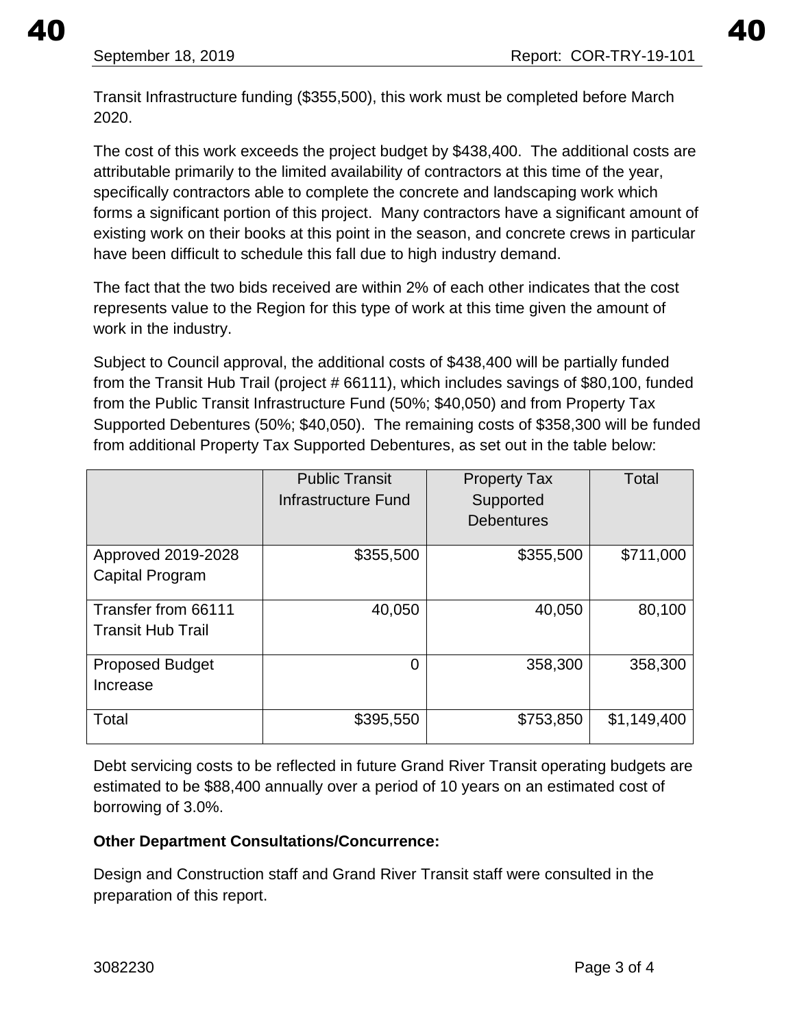Transit Infrastructure funding ($355,500), this work must be completed before March 2020.

The cost of this work exceeds the project budget by $438,400. The additional costs are attributable primarily to the limited availability of contractors at this time of the year, specifically contractors able to complete the concrete and landscaping work which forms a significant portion of this project. Many contractors have a significant amount of existing work on their books at this point in the season, and concrete crews in particular have been difficult to schedule this fall due to high industry demand.

The fact that the two bids received are within 2% of each other indicates that the cost represents value to the Region for this type of work at this time given the amount of work in the industry.

Subject to Council approval, the additional costs of $438,400 will be partially funded from the Transit Hub Trail (project # 66111), which includes savings of $80,100, funded from the Public Transit Infrastructure Fund (50%; $40,050) and from Property Tax Supported Debentures (50%; $40,050). The remaining costs of $358,300 will be funded from additional Property Tax Supported Debentures, as set out in the table below:

| | Public Transit Infrastructure Fund | Property Tax Supported Debentures | Total |
|---|---|---|---|
| Approved 2019-2028 Capital Program | $355,500 | $355,500 | $711,000 |
| Transfer from 66111 Transit Hub Trail | 40,050 | 40,050 | 80,100 |
| Proposed Budget Increase | 0 | 358,300 | 358,300 |
| Total | $395,550 | $753,850 | $1,149,400 |

Debt servicing costs to be reflected in future Grand River Transit operating budgets are estimated to be $88,400 annually over a period of 10 years on an estimated cost of borrowing of 3.0%.

**Other Department Consultations/Concurrence:**

Design and Construction staff and Grand River Transit staff were consulted in the preparation of this report.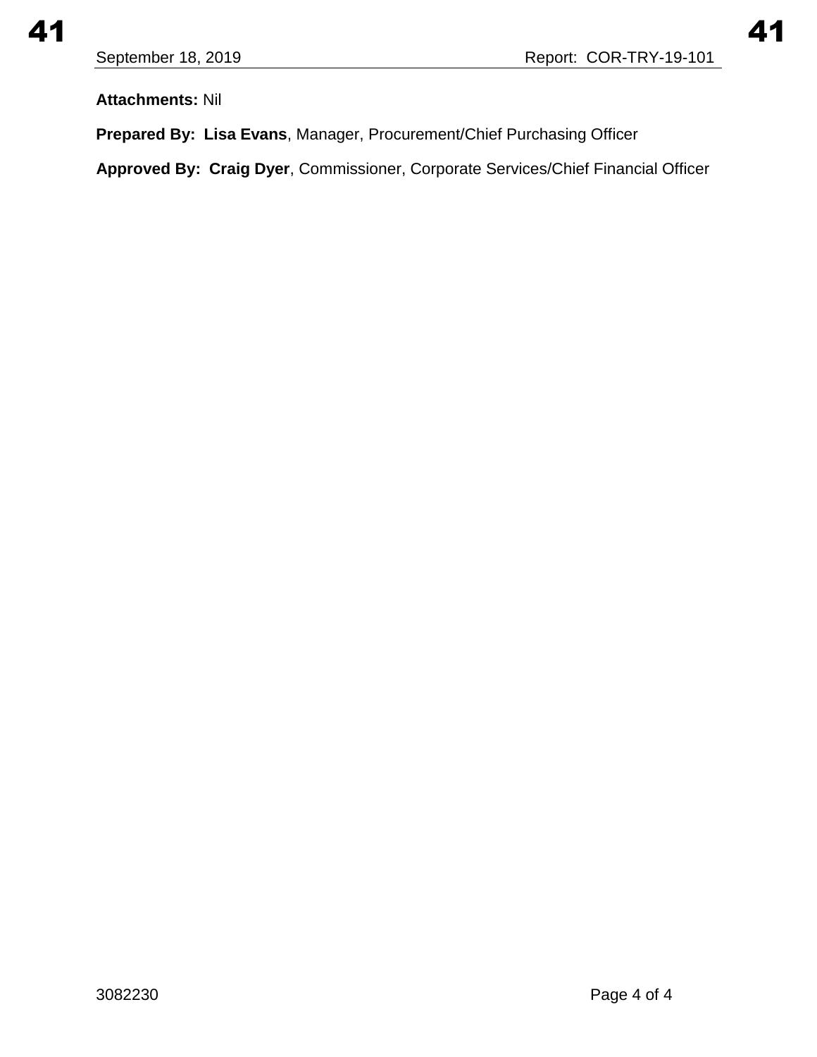**Attachments:** Nil

**Prepared By: Lisa Evans**, Manager, Procurement/Chief Purchasing Officer

**Approved By: Craig Dyer**, Commissioner, Corporate Services/Chief Financial Officer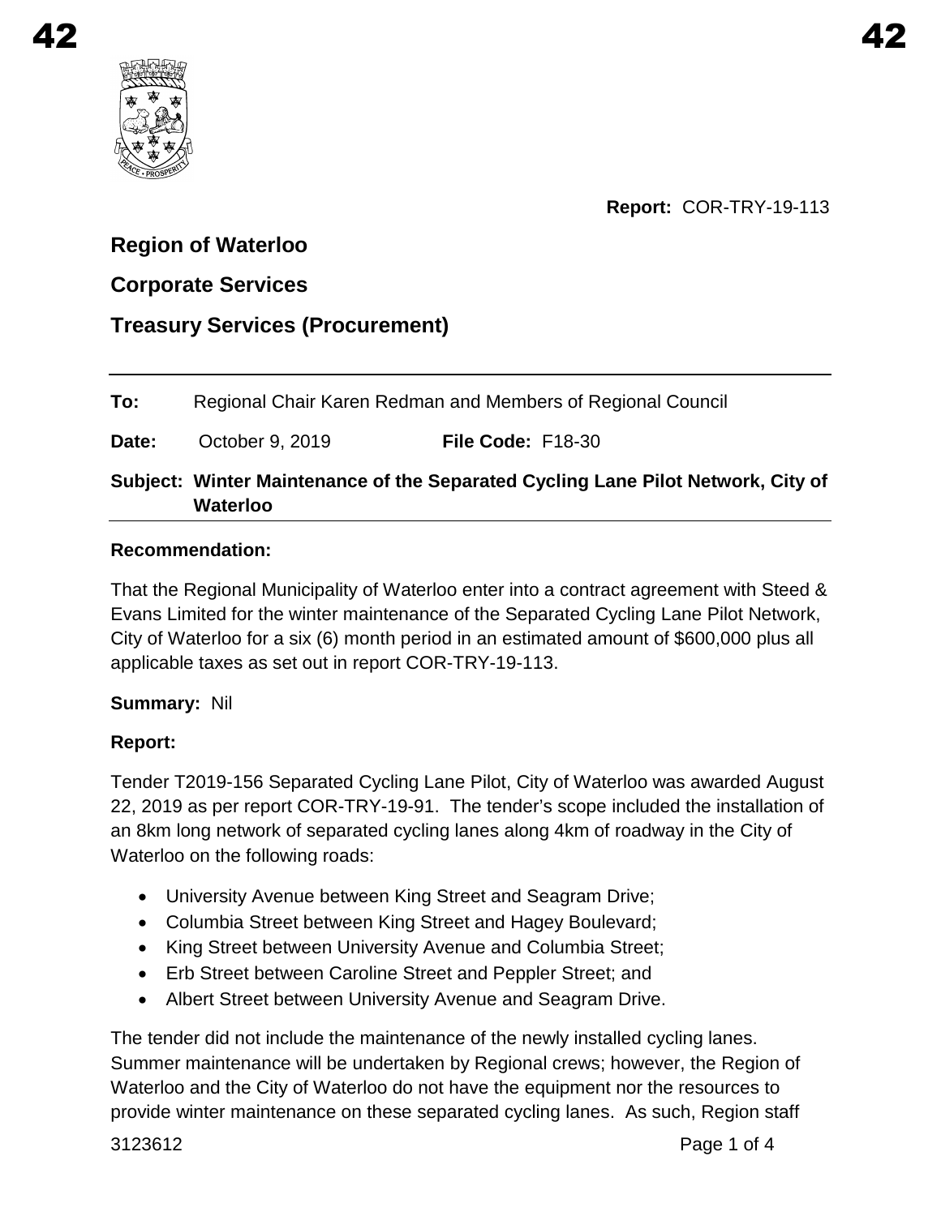**Report:** COR-TRY-19-113

**Region of Waterloo**

**Corporate Services**

**Treasury Services (Procurement)**

**To:** Regional Chair Karen Redman and Members of Regional Council

**Date:** October 9, 2019 **File Code:** F18-30

**Subject: Winter Maintenance of the Separated Cycling Lane Pilot Network, City of Waterloo**

**Recommendation:**

That the Regional Municipality of Waterloo enter into a contract agreement with Steed & Evans Limited for the winter maintenance of the Separated Cycling Lane Pilot Network, City of Waterloo for a six (6) month period in an estimated amount of $600,000 plus all applicable taxes as set out in report COR-TRY-19-113.

**Summary:** Nil

**Report:**

Tender T2019-156 Separated Cycling Lane Pilot, City of Waterloo was awarded August 22, 2019 as per report COR-TRY-19-91. The tender's scope included the installation of an 8km long network of separated cycling lanes along 4km of roadway in the City of Waterloo on the following roads:

- University Avenue between King Street and Seagram Drive;
- Columbia Street between King Street and Hagey Boulevard;
- King Street between University Avenue and Columbia Street;
- Erb Street between Caroline Street and Peppler Street; and
- Albert Street between University Avenue and Seagram Drive.

The tender did not include the maintenance of the newly installed cycling lanes. Summer maintenance will be undertaken by Regional crews; however, the Region of Waterloo and the City of Waterloo do not have the equipment nor the resources to provide winter maintenance on these separated cycling lanes. As such, Region staff

3123612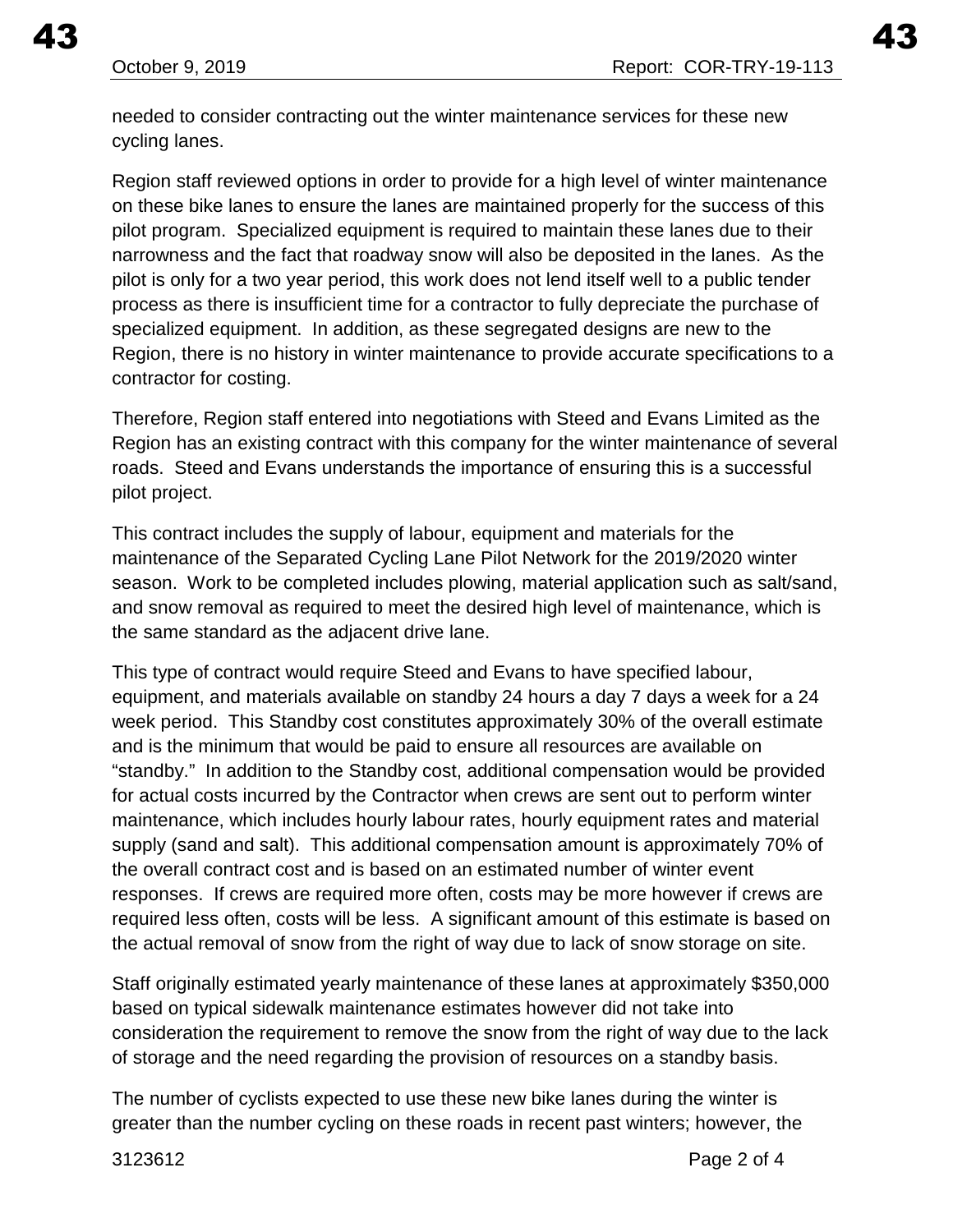needed to consider contracting out the winter maintenance services for these new cycling lanes.

Region staff reviewed options in order to provide for a high level of winter maintenance on these bike lanes to ensure the lanes are maintained properly for the success of this pilot program. Specialized equipment is required to maintain these lanes due to their narrowness and the fact that roadway snow will also be deposited in the lanes. As the pilot is only for a two year period, this work does not lend itself well to a public tender process as there is insufficient time for a contractor to fully depreciate the purchase of specialized equipment. In addition, as these segregated designs are new to the Region, there is no history in winter maintenance to provide accurate specifications to a contractor for costing.

Therefore, Region staff entered into negotiations with Steed and Evans Limited as the Region has an existing contract with this company for the winter maintenance of several roads. Steed and Evans understands the importance of ensuring this is a successful pilot project.

This contract includes the supply of labour, equipment and materials for the maintenance of the Separated Cycling Lane Pilot Network for the 2019/2020 winter season. Work to be completed includes plowing, material application such as salt/sand, and snow removal as required to meet the desired high level of maintenance, which is the same standard as the adjacent drive lane.

This type of contract would require Steed and Evans to have specified labour, equipment, and materials available on standby 24 hours a day 7 days a week for a 24 week period. This Standby cost constitutes approximately 30% of the overall estimate and is the minimum that would be paid to ensure all resources are available on "standby." In addition to the Standby cost, additional compensation would be provided for actual costs incurred by the Contractor when crews are sent out to perform winter maintenance, which includes hourly labour rates, hourly equipment rates and material supply (sand and salt). This additional compensation amount is approximately 70% of the overall contract cost and is based on an estimated number of winter event responses. If crews are required more often, costs may be more however if crews are required less often, costs will be less. A significant amount of this estimate is based on the actual removal of snow from the right of way due to lack of snow storage on site.

Staff originally estimated yearly maintenance of these lanes at approximately $350,000 based on typical sidewalk maintenance estimates however did not take into consideration the requirement to remove the snow from the right of way due to the lack of storage and the need regarding the provision of resources on a standby basis.

The number of cyclists expected to use these new bike lanes during the winter is greater than the number cycling on these roads in recent past winters; however, the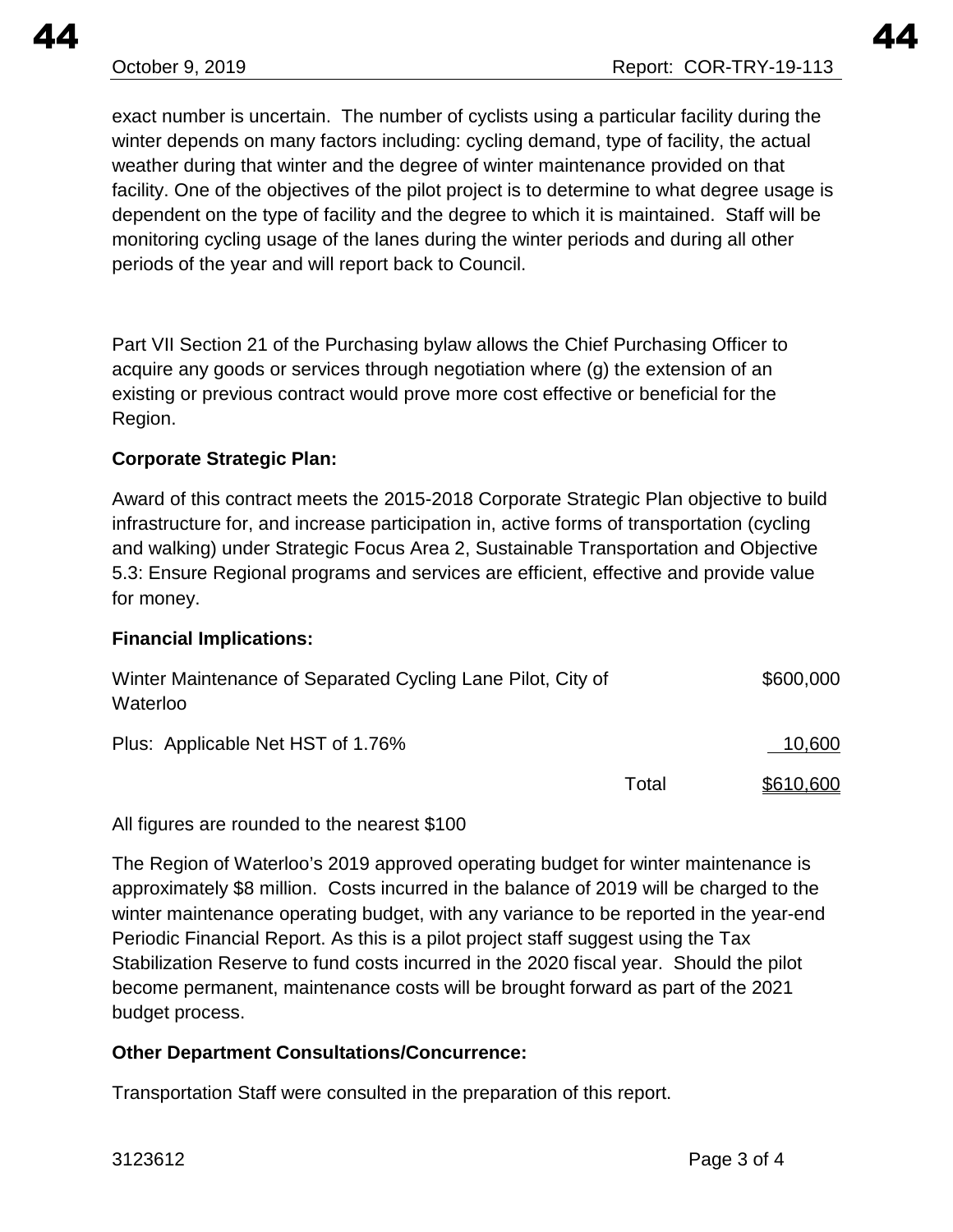exact number is uncertain. The number of cyclists using a particular facility during the winter depends on many factors including: cycling demand, type of facility, the actual weather during that winter and the degree of winter maintenance provided on that facility. One of the objectives of the pilot project is to determine to what degree usage is dependent on the type of facility and the degree to which it is maintained. Staff will be monitoring cycling usage of the lanes during the winter periods and during all other periods of the year and will report back to Council.

Part VII Section 21 of the Purchasing bylaw allows the Chief Purchasing Officer to acquire any goods or services through negotiation where (g) the extension of an existing or previous contract would prove more cost effective or beneficial for the Region.

**Corporate Strategic Plan:**

Award of this contract meets the 2015-2018 Corporate Strategic Plan objective to build infrastructure for, and increase participation in, active forms of transportation (cycling and walking) under Strategic Focus Area 2, Sustainable Transportation and Objective 5.3: Ensure Regional programs and services are efficient, effective and provide value for money.

**Financial Implications:**

| | | |
|---|---|---|
| Winter Maintenance of Separated Cycling Lane Pilot, City of Waterloo | | $600,000 |
| Plus: Applicable Net HST of 1.76% | | 10,600 |
| | Total | $610,600 |

All figures are rounded to the nearest $100

The Region of Waterloo's 2019 approved operating budget for winter maintenance is approximately $8 million. Costs incurred in the balance of 2019 will be charged to the winter maintenance operating budget, with any variance to be reported in the year-end Periodic Financial Report. As this is a pilot project staff suggest using the Tax Stabilization Reserve to fund costs incurred in the 2020 fiscal year. Should the pilot become permanent, maintenance costs will be brought forward as part of the 2021 budget process.

**Other Department Consultations/Concurrence:**

Transportation Staff were consulted in the preparation of this report.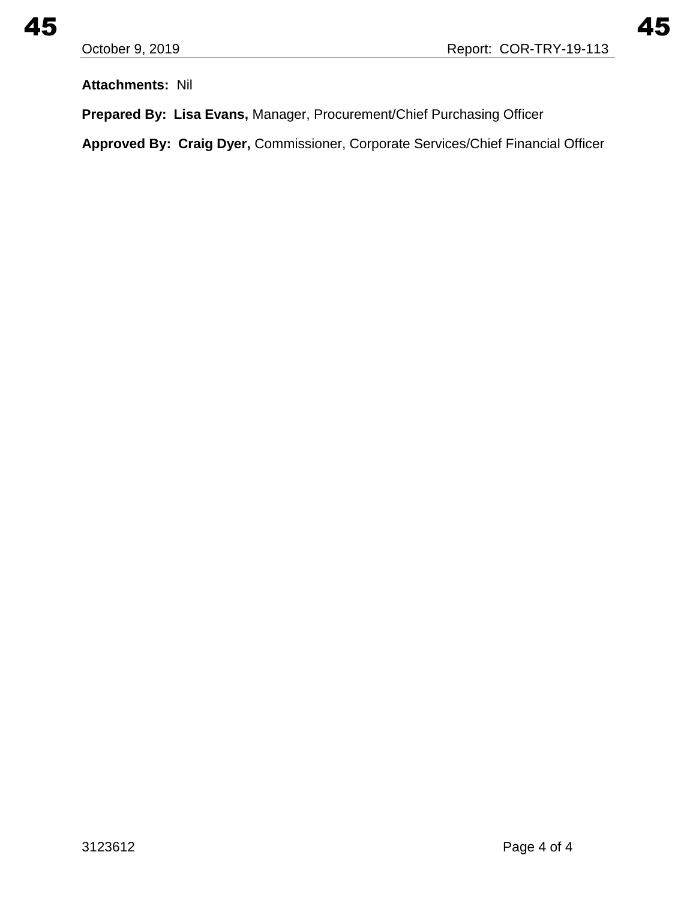**Attachments:** Nil

**Prepared By: Lisa Evans,** Manager, Procurement/Chief Purchasing Officer

**Approved By: Craig Dyer,** Commissioner, Corporate Services/Chief Financial Officer

3123612